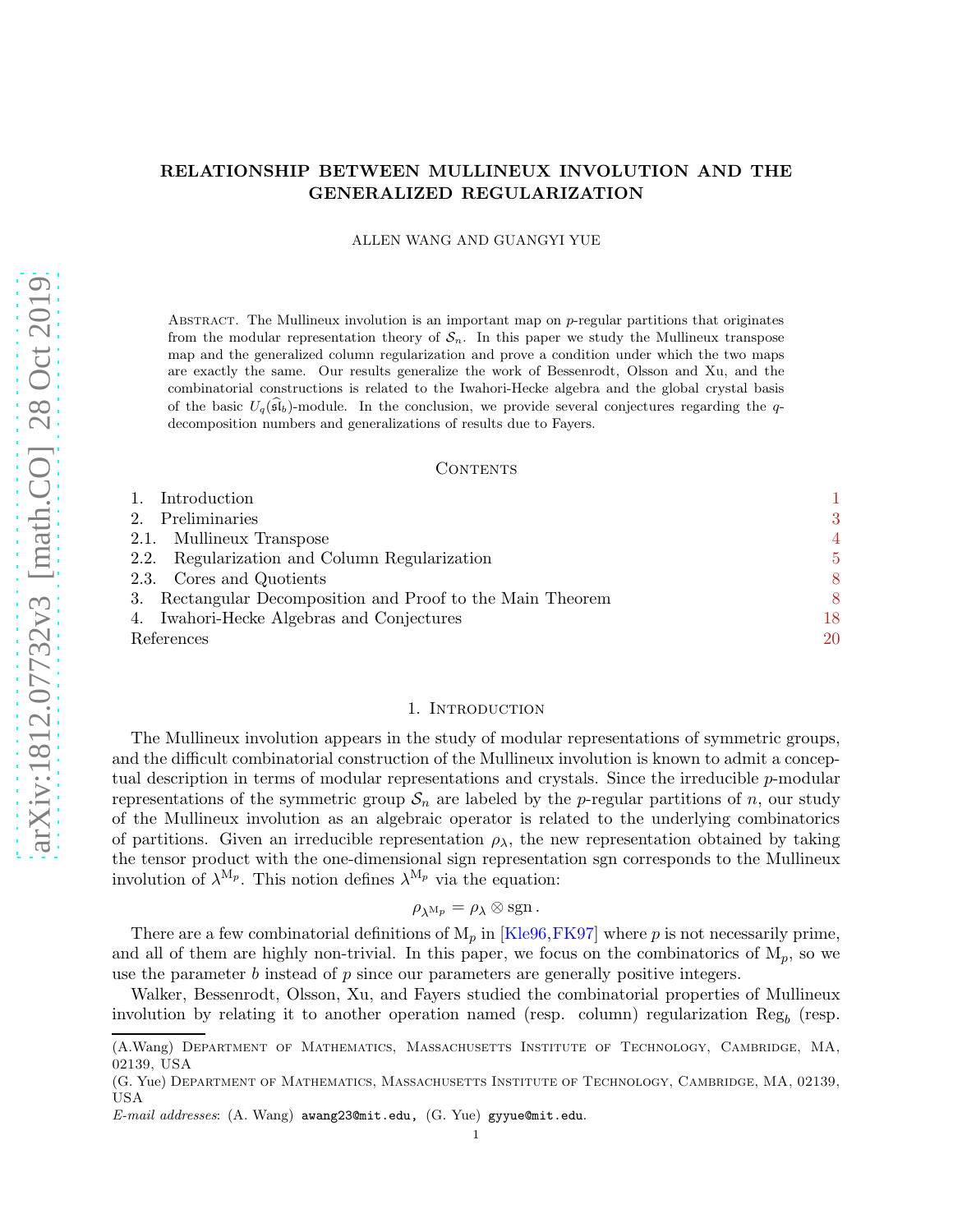# RELATIONSHIP BETWEEN MULLINEUX INVOLUTION AND THE GENERALIZED REGULARIZATION

ALLEN WANG AND GUANGYI YUE

Abstract. The Mullineux involution is an important map on $p$-regular partitions that originates from the modular representation theory of $\mathcal{S}_n$. In this paper we study the Mullineux transpose map and the generalized column regularization and prove a condition under which the two maps are exactly the same. Our results generalize the work of Bessenrodt, Olsson and Xu, and the combinatorial constructions is related to the Iwahori-Hecke algebra and the global crystal basis of the basic $U_q(\widehat{\mathfrak{sl}}_b)$-module. In the conclusion, we provide several conjectures regarding the $q$-decomposition numbers and generalizations of results due to Fayers.

## Contents

1. Introduction 1
2. Preliminaries 3
   - 2.1. Mullineux Transpose 4
   - 2.2. Regularization and Column Regularization 5
   - 2.3. Cores and Quotients 8
3. Rectangular Decomposition and Proof to the Main Theorem 8
4. Iwahori-Hecke Algebras and Conjectures 18

References 20

## 1. Introduction

The Mullineux involution appears in the study of modular representations of symmetric groups, and the difficult combinatorial construction of the Mullineux involution is known to admit a conceptual description in terms of modular representations and crystals. Since the irreducible $p$-modular representations of the symmetric group $\mathcal{S}_n$ are labeled by the $p$-regular partitions of $n$, our study of the Mullineux involution as an algebraic operator is related to the underlying combinatorics of partitions. Given an irreducible representation $\rho_\lambda$, the new representation obtained by taking the tensor product with the one-dimensional sign representation sgn corresponds to the Mullineux involution of $\lambda^{\mathrm{M}_p}$. This notion defines $\lambda^{\mathrm{M}_p}$ via the equation:

$$\rho_{\lambda^{\mathrm{M}_p}} = \rho_\lambda \otimes \mathrm{sgn}\,.$$

There are a few combinatorial definitions of $\mathrm{M}_p$ in [Kle96,FK97] where $p$ is not necessarily prime, and all of them are highly non-trivial. In this paper, we focus on the combinatorics of $\mathrm{M}_p$, so we use the parameter $b$ instead of $p$ since our parameters are generally positive integers.

Walker, Bessenrodt, Olsson, Xu, and Fayers studied the combinatorial properties of Mullineux involution by relating it to another operation named (resp. column) regularization $\mathrm{Reg}_b$ (resp.

---

(A.Wang) Department of Mathematics, Massachusetts Institute of Technology, Cambridge, MA, 02139, USA

(G. Yue) Department of Mathematics, Massachusetts Institute of Technology, Cambridge, MA, 02139, USA

*E-mail addresses*: (A. Wang) awang23@mit.edu, (G. Yue) gyyue@mit.edu.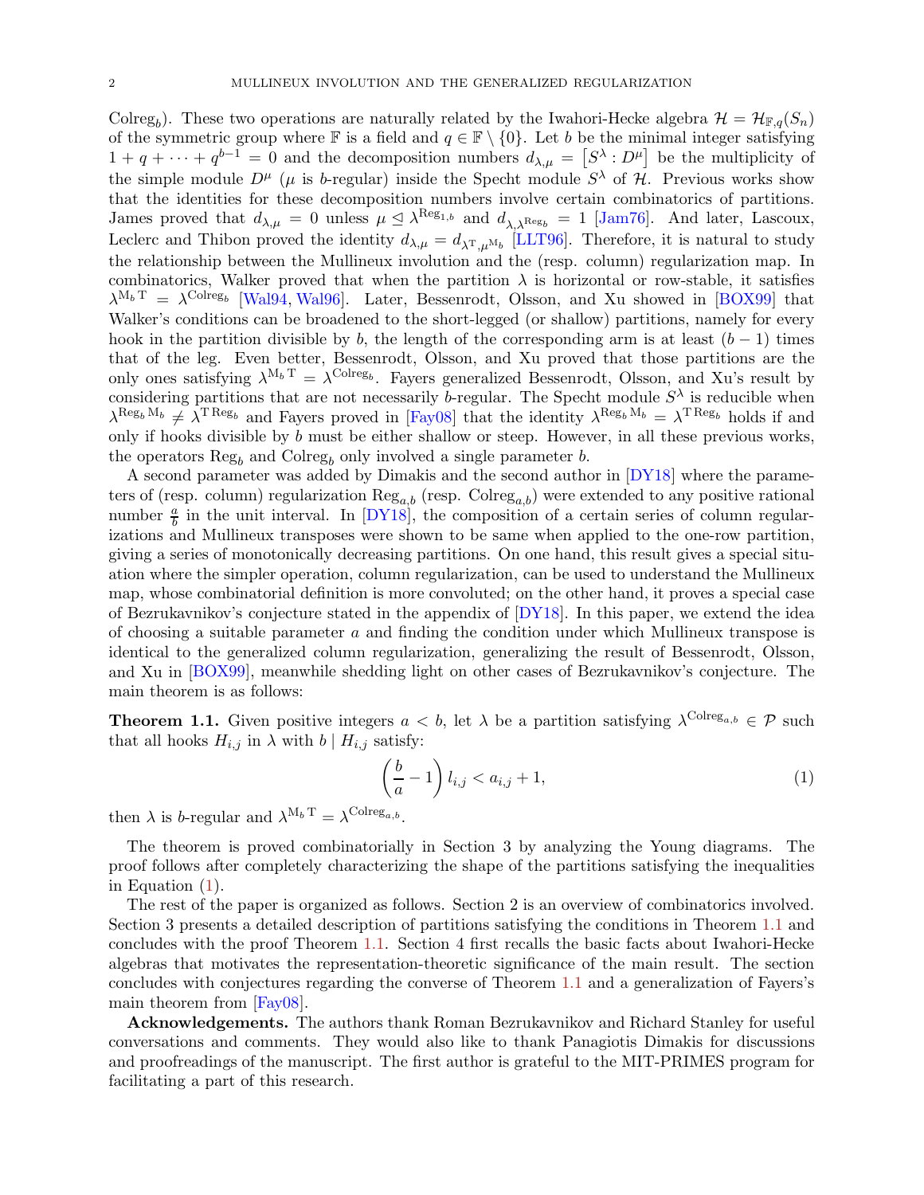Colreg$_b$). These two operations are naturally related by the Iwahori-Hecke algebra $\mathcal{H} = \mathcal{H}_{\mathbb{F},q}(S_n)$ of the symmetric group where $\mathbb{F}$ is a field and $q \in \mathbb{F} \setminus \{0\}$. Let $b$ be the minimal integer satisfying $1 + q + \cdots + q^{b-1} = 0$ and the decomposition numbers $d_{\lambda,\mu} = \left[S^\lambda : D^\mu\right]$ be the multiplicity of the simple module $D^\mu$ ($\mu$ is $b$-regular) inside the Specht module $S^\lambda$ of $\mathcal{H}$. Previous works show that the identities for these decomposition numbers involve certain combinatorics of partitions. James proved that $d_{\lambda,\mu} = 0$ unless $\mu \trianglelefteq \lambda^{\mathrm{Reg}_{1,b}}$ and $d_{\lambda,\lambda^{\mathrm{Reg}_b}} = 1$ [Jam76]. And later, Lascoux, Leclerc and Thibon proved the identity $d_{\lambda,\mu} = d_{\lambda^{\mathrm{T}},\mu^{\mathrm{M}_b}}$ [LLT96]. Therefore, it is natural to study the relationship between the Mullineux involution and the (resp. column) regularization map. In combinatorics, Walker proved that when the partition $\lambda$ is horizontal or row-stable, it satisfies $\lambda^{\mathrm{M}_b\,\mathrm{T}} = \lambda^{\mathrm{Colreg}_b}$ [Wal94, Wal96]. Later, Bessenrodt, Olsson, and Xu showed in [BOX99] that Walker's conditions can be broadened to the short-legged (or shallow) partitions, namely for every hook in the partition divisible by $b$, the length of the corresponding arm is at least $(b-1)$ times that of the leg. Even better, Bessenrodt, Olsson, and Xu proved that those partitions are the only ones satisfying $\lambda^{\mathrm{M}_b\,\mathrm{T}} = \lambda^{\mathrm{Colreg}_b}$. Fayers generalized Bessenrodt, Olsson, and Xu's result by considering partitions that are not necessarily $b$-regular. The Specht module $S^\lambda$ is reducible when $\lambda^{\mathrm{Reg}_b\,\mathrm{M}_b} \neq \lambda^{\mathrm{T}\,\mathrm{Reg}_b}$ and Fayers proved in [Fay08] that the identity $\lambda^{\mathrm{Reg}_b\,\mathrm{M}_b} = \lambda^{\mathrm{T}\,\mathrm{Reg}_b}$ holds if and only if hooks divisible by $b$ must be either shallow or steep. However, in all these previous works, the operators Reg$_b$ and Colreg$_b$ only involved a single parameter $b$.

A second parameter was added by Dimakis and the second author in [DY18] where the parameters of (resp. column) regularization $\mathrm{Reg}_{a,b}$ (resp. $\mathrm{Colreg}_{a,b}$) were extended to any positive rational number $\frac{a}{b}$ in the unit interval. In [DY18], the composition of a certain series of column regularizations and Mullineux transposes were shown to be same when applied to the one-row partition, giving a series of monotonically decreasing partitions. On one hand, this result gives a special situation where the simpler operation, column regularization, can be used to understand the Mullineux map, whose combinatorial definition is more convoluted; on the other hand, it proves a special case of Bezrukavnikov's conjecture stated in the appendix of [DY18]. In this paper, we extend the idea of choosing a suitable parameter $a$ and finding the condition under which Mullineux transpose is identical to the generalized column regularization, generalizing the result of Bessenrodt, Olsson, and Xu in [BOX99], meanwhile shedding light on other cases of Bezrukavnikov's conjecture. The main theorem is as follows:

**Theorem 1.1.** Given positive integers $a < b$, let $\lambda$ be a partition satisfying $\lambda^{\mathrm{Colreg}_{a,b}} \in \mathcal{P}$ such that all hooks $H_{i,j}$ in $\lambda$ with $b \mid H_{i,j}$ satisfy:

$$\left(\frac{b}{a} - 1\right) l_{i,j} < a_{i,j} + 1, \tag{1}$$

then $\lambda$ is $b$-regular and $\lambda^{\mathrm{M}_b\,\mathrm{T}} = \lambda^{\mathrm{Colreg}_{a,b}}$.

The theorem is proved combinatorially in Section 3 by analyzing the Young diagrams. The proof follows after completely characterizing the shape of the partitions satisfying the inequalities in Equation (1).

The rest of the paper is organized as follows. Section 2 is an overview of combinatorics involved. Section 3 presents a detailed description of partitions satisfying the conditions in Theorem 1.1 and concludes with the proof Theorem 1.1. Section 4 first recalls the basic facts about Iwahori-Hecke algebras that motivates the representation-theoretic significance of the main result. The section concludes with conjectures regarding the converse of Theorem 1.1 and a generalization of Fayers's main theorem from [Fay08].

**Acknowledgements.** The authors thank Roman Bezrukavnikov and Richard Stanley for useful conversations and comments. They would also like to thank Panagiotis Dimakis for discussions and proofreadings of the manuscript. The first author is grateful to the MIT-PRIMES program for facilitating a part of this research.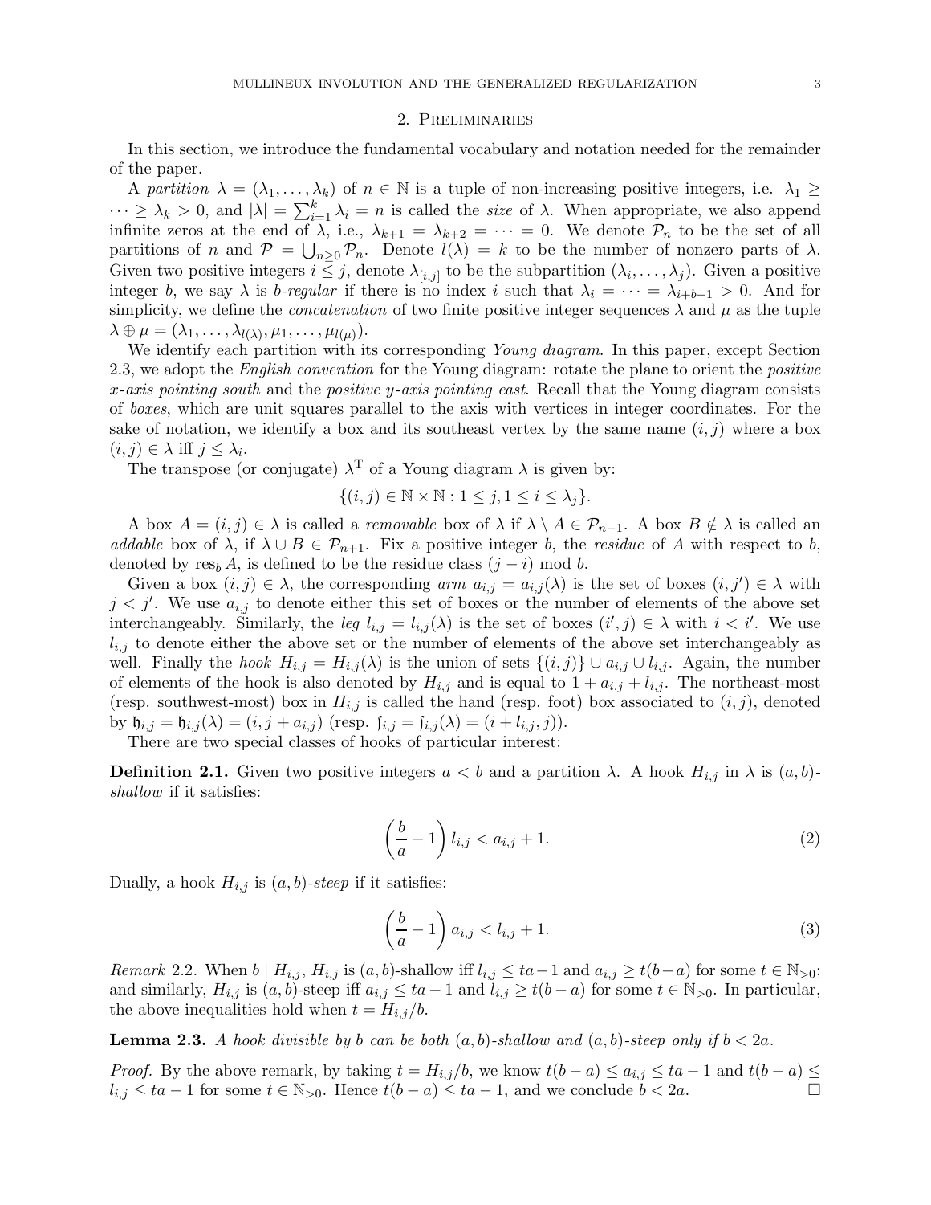## 2. Preliminaries

In this section, we introduce the fundamental vocabulary and notation needed for the remainder of the paper.

A *partition* $\lambda = (\lambda_1, \dots, \lambda_k)$ of $n \in \mathbb{N}$ is a tuple of non-increasing positive integers, i.e. $\lambda_1 \geq \cdots \geq \lambda_k > 0$, and $|\lambda| = \sum_{i=1}^{k} \lambda_i = n$ is called the *size* of $\lambda$. When appropriate, we also append infinite zeros at the end of $\lambda$, i.e., $\lambda_{k+1} = \lambda_{k+2} = \cdots = 0$. We denote $\mathcal{P}_n$ to be the set of all partitions of $n$ and $\mathcal{P} = \bigcup_{n \geq 0} \mathcal{P}_n$. Denote $l(\lambda) = k$ to be the number of nonzero parts of $\lambda$. Given two positive integers $i \leq j$, denote $\lambda_{[i,j]}$ to be the subpartition $(\lambda_i, \dots, \lambda_j)$. Given a positive integer $b$, we say $\lambda$ is *b-regular* if there is no index $i$ such that $\lambda_i = \cdots = \lambda_{i+b-1} > 0$. And for simplicity, we define the *concatenation* of two finite positive integer sequences $\lambda$ and $\mu$ as the tuple $\lambda \oplus \mu = (\lambda_1, \dots, \lambda_{l(\lambda)}, \mu_1, \dots, \mu_{l(\mu)})$.

We identify each partition with its corresponding *Young diagram*. In this paper, except Section 2.3, we adopt the *English convention* for the Young diagram: rotate the plane to orient the *positive x-axis pointing south* and the *positive y-axis pointing east*. Recall that the Young diagram consists of *boxes*, which are unit squares parallel to the axis with vertices in integer coordinates. For the sake of notation, we identify a box and its southeast vertex by the same name $(i, j)$ where a box $(i, j) \in \lambda$ iff $j \leq \lambda_i$.

The transpose (or conjugate) $\lambda^{\mathrm{T}}$ of a Young diagram $\lambda$ is given by:

$$\{(i, j) \in \mathbb{N} \times \mathbb{N} : 1 \leq j, 1 \leq i \leq \lambda_j\}.$$

A box $A = (i, j) \in \lambda$ is called a *removable* box of $\lambda$ if $\lambda \setminus A \in \mathcal{P}_{n-1}$. A box $B \notin \lambda$ is called an *addable* box of $\lambda$, if $\lambda \cup B \in \mathcal{P}_{n+1}$. Fix a positive integer $b$, the *residue* of $A$ with respect to $b$, denoted by $\mathrm{res}_b\, A$, is defined to be the residue class $(j - i) \bmod b$.

Given a box $(i, j) \in \lambda$, the corresponding *arm* $a_{i,j} = a_{i,j}(\lambda)$ is the set of boxes $(i, j') \in \lambda$ with $j < j'$. We use $a_{i,j}$ to denote either this set of boxes or the number of elements of the above set interchangeably. Similarly, the *leg* $l_{i,j} = l_{i,j}(\lambda)$ is the set of boxes $(i', j) \in \lambda$ with $i < i'$. We use $l_{i,j}$ to denote either the above set or the number of elements of the above set interchangeably as well. Finally the *hook* $H_{i,j} = H_{i,j}(\lambda)$ is the union of sets $\{(i, j)\} \cup a_{i,j} \cup l_{i,j}$. Again, the number of elements of the hook is also denoted by $H_{i,j}$ and is equal to $1 + a_{i,j} + l_{i,j}$. The northeast-most (resp. southwest-most) box in $H_{i,j}$ is called the hand (resp. foot) box associated to $(i, j)$, denoted by $\mathfrak{h}_{i,j} = \mathfrak{h}_{i,j}(\lambda) = (i, j + a_{i,j})$ (resp. $\mathfrak{f}_{i,j} = \mathfrak{f}_{i,j}(\lambda) = (i + l_{i,j}, j)$).

There are two special classes of hooks of particular interest:

**Definition 2.1.** Given two positive integers $a < b$ and a partition $\lambda$. A hook $H_{i,j}$ in $\lambda$ is $(a, b)$-*shallow* if it satisfies:

$$\left(\frac{b}{a} - 1\right) l_{i,j} < a_{i,j} + 1. \tag{2}$$

Dually, a hook $H_{i,j}$ is $(a, b)$-*steep* if it satisfies:

$$\left(\frac{b}{a} - 1\right) a_{i,j} < l_{i,j} + 1. \tag{3}$$

*Remark* 2.2. When $b \mid H_{i,j}$, $H_{i,j}$ is $(a, b)$-shallow iff $l_{i,j} \leq ta - 1$ and $a_{i,j} \geq t(b - a)$ for some $t \in \mathbb{N}_{>0}$; and similarly, $H_{i,j}$ is $(a, b)$-steep iff $a_{i,j} \leq ta - 1$ and $l_{i,j} \geq t(b - a)$ for some $t \in \mathbb{N}_{>0}$. In particular, the above inequalities hold when $t = H_{i,j}/b$.

**Lemma 2.3.** *A hook divisible by $b$ can be both $(a, b)$-shallow and $(a, b)$-steep only if $b < 2a$.*

*Proof.* By the above remark, by taking $t = H_{i,j}/b$, we know $t(b - a) \leq a_{i,j} \leq ta - 1$ and $t(b - a) \leq l_{i,j} \leq ta - 1$ for some $t \in \mathbb{N}_{>0}$. Hence $t(b - a) \leq ta - 1$, and we conclude $b < 2a$. $\square$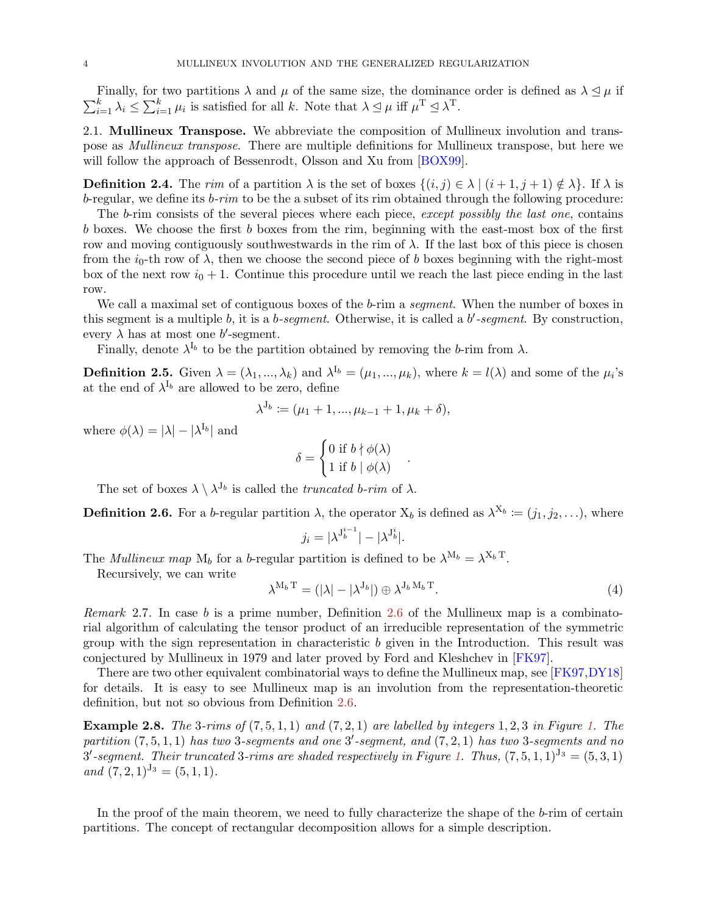Finally, for two partitions $\lambda$ and $\mu$ of the same size, the dominance order is defined as $\lambda \trianglelefteq \mu$ if $\sum_{i=1}^{k} \lambda_i \leq \sum_{i=1}^{k} \mu_i$ is satisfied for all $k$. Note that $\lambda \trianglelefteq \mu$ iff $\mu^{\mathrm{T}} \trianglelefteq \lambda^{\mathrm{T}}$.

2.1. **Mullineux Transpose.** We abbreviate the composition of Mullineux involution and transpose as *Mullineux transpose*. There are multiple definitions for Mullineux transpose, but here we will follow the approach of Bessenrodt, Olsson and Xu from [BOX99].

**Definition 2.4.** The *rim* of a partition $\lambda$ is the set of boxes $\{(i,j) \in \lambda \mid (i+1, j+1) \notin \lambda\}$. If $\lambda$ is $b$-regular, we define its *$b$-rim* to be the a subset of its rim obtained through the following procedure:

The $b$-rim consists of the several pieces where each piece, *except possibly the last one*, contains $b$ boxes. We choose the first $b$ boxes from the rim, beginning with the east-most box of the first row and moving contiguously southwestwards in the rim of $\lambda$. If the last box of this piece is chosen from the $i_0$-th row of $\lambda$, then we choose the second piece of $b$ boxes beginning with the right-most box of the next row $i_0 + 1$. Continue this procedure until we reach the last piece ending in the last row.

We call a maximal set of contiguous boxes of the $b$-rim a *segment*. When the number of boxes in this segment is a multiple $b$, it is a *$b$-segment*. Otherwise, it is called a *$b'$-segment*. By construction, every $\lambda$ has at most one $b'$-segment.

Finally, denote $\lambda^{\mathrm{I}_b}$ to be the partition obtained by removing the $b$-rim from $\lambda$.

**Definition 2.5.** Given $\lambda = (\lambda_1, ..., \lambda_k)$ and $\lambda^{\mathrm{I}_b} = (\mu_1, ..., \mu_k)$, where $k = l(\lambda)$ and some of the $\mu_i$'s at the end of $\lambda^{\mathrm{I}_b}$ are allowed to be zero, define

$$\lambda^{\mathrm{J}_b} := (\mu_1 + 1, ..., \mu_{k-1} + 1, \mu_k + \delta),$$

where $\phi(\lambda) = |\lambda| - |\lambda^{\mathrm{I}_b}|$ and

$$\delta = \begin{cases} 0 \text{ if } b \nmid \phi(\lambda) \\ 1 \text{ if } b \mid \phi(\lambda) \end{cases}.$$

The set of boxes $\lambda \setminus \lambda^{\mathrm{J}_b}$ is called the *truncated $b$-rim* of $\lambda$.

**Definition 2.6.** For a $b$-regular partition $\lambda$, the operator $\mathrm{X}_b$ is defined as $\lambda^{\mathrm{X}_b} := (j_1, j_2, \ldots)$, where

$$j_i = |\lambda^{\mathrm{J}_b^{i-1}}| - |\lambda^{\mathrm{J}_b^{i}}|.$$

The *Mullineux map* $\mathrm{M}_b$ for a $b$-regular partition is defined to be $\lambda^{\mathrm{M}_b} = \lambda^{\mathrm{X}_b\,\mathrm{T}}$.

Recursively, we can write

$$\lambda^{\mathrm{M}_b\,\mathrm{T}} = (|\lambda| - |\lambda^{\mathrm{J}_b}|) \oplus \lambda^{\mathrm{J}_b\,\mathrm{M}_b\,\mathrm{T}}. \tag{4}$$

*Remark* 2.7. In case $b$ is a prime number, Definition 2.6 of the Mullineux map is a combinatorial algorithm of calculating the tensor product of an irreducible representation of the symmetric group with the sign representation in characteristic $b$ given in the Introduction. This result was conjectured by Mullineux in 1979 and later proved by Ford and Kleshchev in [FK97].

There are two other equivalent combinatorial ways to define the Mullineux map, see [FK97,DY18] for details. It is easy to see Mullineux map is an involution from the representation-theoretic definition, but not so obvious from Definition 2.6.

**Example 2.8.** *The 3-rims of $(7,5,1,1)$ and $(7,2,1)$ are labelled by integers $1,2,3$ in Figure 1. The partition $(7,5,1,1)$ has two 3-segments and one $3'$-segment, and $(7,2,1)$ has two 3-segments and no $3'$-segment. Their truncated 3-rims are shaded respectively in Figure 1. Thus, $(7,5,1,1)^{\mathrm{J}_3} = (5,3,1)$ and $(7,2,1)^{\mathrm{J}_3} = (5,1,1)$.*

In the proof of the main theorem, we need to fully characterize the shape of the $b$-rim of certain partitions. The concept of rectangular decomposition allows for a simple description.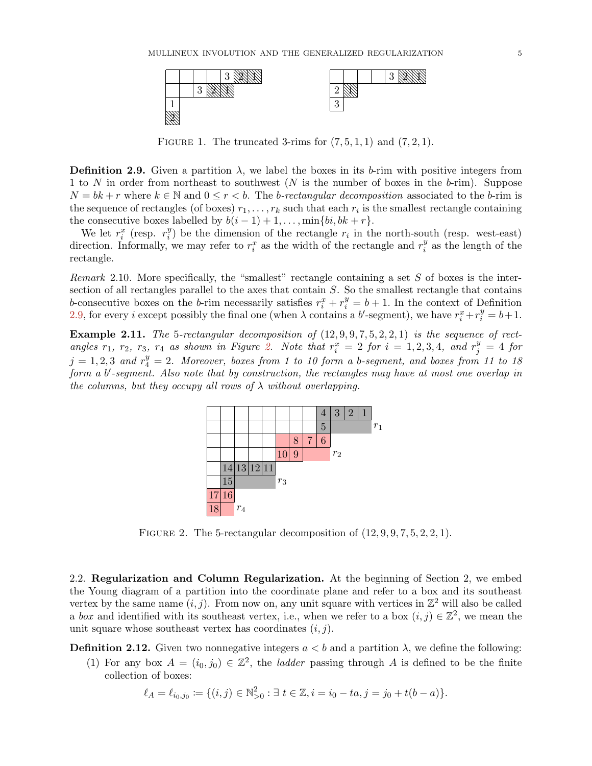FIGURE 1. The truncated 3-rims for $(7, 5, 1, 1)$ and $(7, 2, 1)$.

**Definition 2.9.** Given a partition $\lambda$, we label the boxes in its $b$-rim with positive integers from 1 to $N$ in order from northeast to southwest ($N$ is the number of boxes in the $b$-rim). Suppose $N = bk + r$ where $k \in \mathbb{N}$ and $0 \le r < b$. The *$b$-rectangular decomposition* associated to the $b$-rim is the sequence of rectangles (of boxes) $r_1, \ldots, r_k$ such that each $r_i$ is the smallest rectangle containing the consecutive boxes labelled by $b(i-1)+1, \ldots, \min\{bi, bk+r\}$.

We let $r_i^x$ (resp. $r_i^y$) be the dimension of the rectangle $r_i$ in the north-south (resp. west-east) direction. Informally, we may refer to $r_i^x$ as the width of the rectangle and $r_i^y$ as the length of the rectangle.

*Remark* 2.10. More specifically, the "smallest" rectangle containing a set $S$ of boxes is the intersection of all rectangles parallel to the axes that contain $S$. So the smallest rectangle that contains $b$-consecutive boxes on the $b$-rim necessarily satisfies $r_i^x + r_i^y = b+1$. In the context of Definition 2.9, for every $i$ except possibly the final one (when $\lambda$ contains a $b'$-segment), we have $r_i^x + r_i^y = b+1$.

**Example 2.11.** *The 5-rectangular decomposition of $(12, 9, 9, 7, 5, 2, 2, 1)$ is the sequence of rectangles $r_1$, $r_2$, $r_3$, $r_4$ as shown in Figure 2. Note that $r_i^x = 2$ for $i = 1, 2, 3, 4$, and $r_j^y = 4$ for $j = 1, 2, 3$ and $r_4^y = 2$. Moreover, boxes from 1 to 10 form a $b$-segment, and boxes from 11 to 18 form a $b'$-segment. Also note that by construction, the rectangles may have at most one overlap in the columns, but they occupy all rows of $\lambda$ without overlapping.*

FIGURE 2. The 5-rectangular decomposition of $(12, 9, 9, 7, 5, 2, 2, 1)$.

2.2. **Regularization and Column Regularization.** At the beginning of Section 2, we embed the Young diagram of a partition into the coordinate plane and refer to a box and its southeast vertex by the same name $(i, j)$. From now on, any unit square with vertices in $\mathbb{Z}^2$ will also be called a *box* and identified with its southeast vertex, i.e., when we refer to a box $(i, j) \in \mathbb{Z}^2$, we mean the unit square whose southeast vertex has coordinates $(i, j)$.

**Definition 2.12.** Given two nonnegative integers $a < b$ and a partition $\lambda$, we define the following:

(1) For any box $A = (i_0, j_0) \in \mathbb{Z}^2$, the *ladder* passing through $A$ is defined to be the finite collection of boxes:

$$\ell_A = \ell_{i_0, j_0} := \{(i, j) \in \mathbb{N}_{>0}^2 : \exists\, t \in \mathbb{Z}, i = i_0 - ta, j = j_0 + t(b-a)\}.$$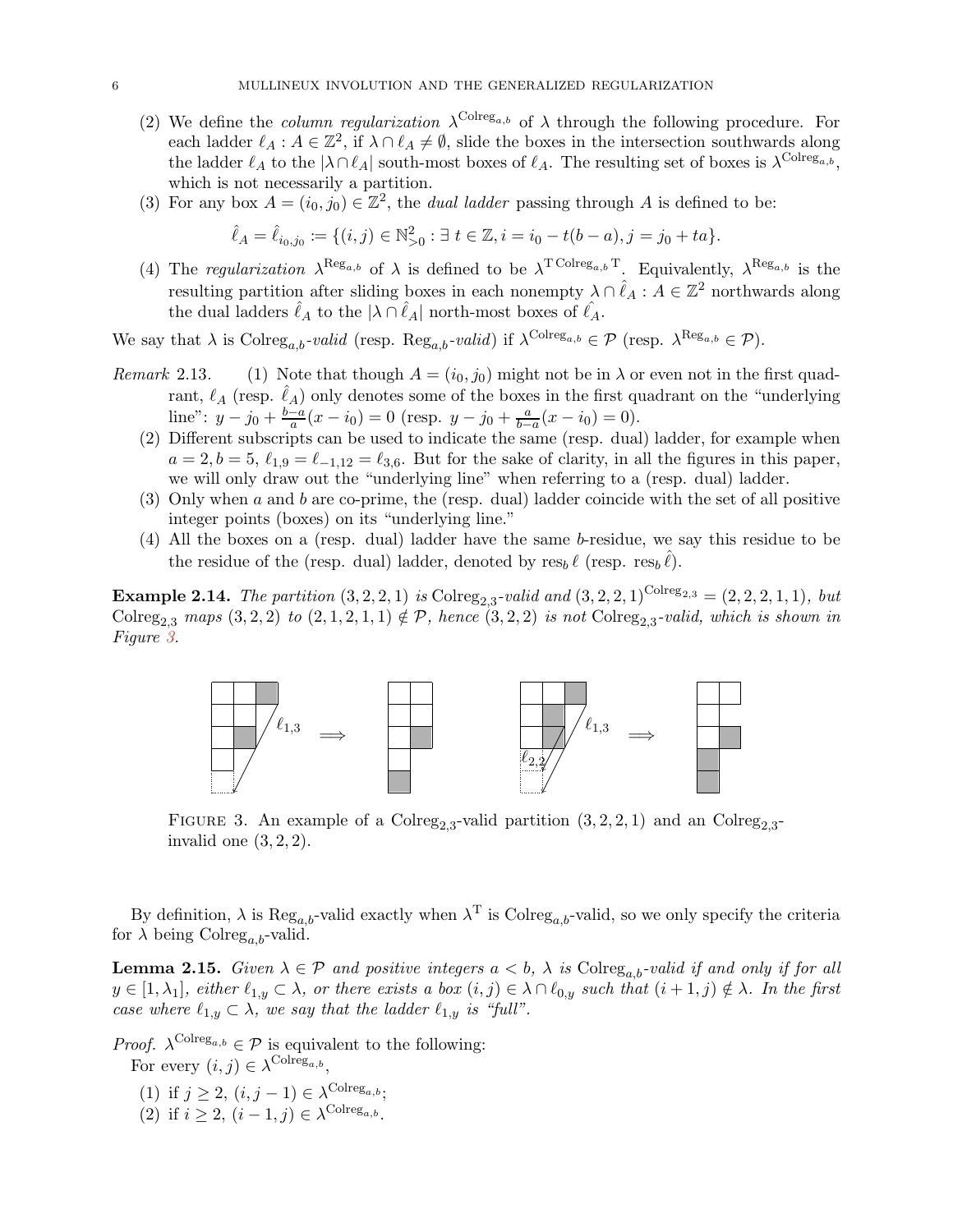(2) We define the *column regularization* $\lambda^{\mathrm{Colreg}_{a,b}}$ of $\lambda$ through the following procedure. For each ladder $\ell_A : A \in \mathbb{Z}^2$, if $\lambda \cap \ell_A \neq \emptyset$, slide the boxes in the intersection southwards along the ladder $\ell_A$ to the $|\lambda \cap \ell_A|$ south-most boxes of $\ell_A$. The resulting set of boxes is $\lambda^{\mathrm{Colreg}_{a,b}}$, which is not necessarily a partition.

(3) For any box $A = (i_0, j_0) \in \mathbb{Z}^2$, the *dual ladder* passing through $A$ is defined to be:

$$\hat{\ell}_A = \hat{\ell}_{i_0,j_0} := \{(i,j) \in \mathbb{N}^2_{>0} : \exists\, t \in \mathbb{Z}, i = i_0 - t(b-a), j = j_0 + ta\}.$$

(4) The *regularization* $\lambda^{\mathrm{Reg}_{a,b}}$ of $\lambda$ is defined to be $\lambda^{\mathrm{T}\,\mathrm{Colreg}_{a,b}\,\mathrm{T}}$. Equivalently, $\lambda^{\mathrm{Reg}_{a,b}}$ is the resulting partition after sliding boxes in each nonempty $\lambda \cap \hat{\ell}_A : A \in \mathbb{Z}^2$ northwards along the dual ladders $\hat{\ell}_A$ to the $|\lambda \cap \hat{\ell}_A|$ north-most boxes of $\hat{\ell}_A$.

We say that $\lambda$ is $\mathrm{Colreg}_{a,b}$*-valid* (resp. $\mathrm{Reg}_{a,b}$*-valid*) if $\lambda^{\mathrm{Colreg}_{a,b}} \in \mathcal{P}$ (resp. $\lambda^{\mathrm{Reg}_{a,b}} \in \mathcal{P}$).

*Remark* 2.13. (1) Note that though $A = (i_0, j_0)$ might not be in $\lambda$ or even not in the first quadrant, $\ell_A$ (resp. $\hat{\ell}_A$) only denotes some of the boxes in the first quadrant on the "underlying line": $y - j_0 + \frac{b-a}{a}(x - i_0) = 0$ (resp. $y - j_0 + \frac{a}{b-a}(x - i_0) = 0$).

(2) Different subscripts can be used to indicate the same (resp. dual) ladder, for example when $a = 2, b = 5$, $\ell_{1,9} = \ell_{-1,12} = \ell_{3,6}$. But for the sake of clarity, in all the figures in this paper, we will only draw out the "underlying line" when referring to a (resp. dual) ladder.

(3) Only when $a$ and $b$ are co-prime, the (resp. dual) ladder coincide with the set of all positive integer points (boxes) on its "underlying line."

(4) All the boxes on a (resp. dual) ladder have the same $b$-residue, we say this residue to be the residue of the (resp. dual) ladder, denoted by $\mathrm{res}_b\, \ell$ (resp. $\mathrm{res}_b\, \hat{\ell}$).

**Example 2.14.** *The partition* $(3,2,2,1)$ *is* $\mathrm{Colreg}_{2,3}$*-valid and* $(3,2,2,1)^{\mathrm{Colreg}_{2,3}} = (2,2,2,1,1)$*, but* $\mathrm{Colreg}_{2,3}$ *maps* $(3,2,2)$ *to* $(2,1,2,1,1) \notin \mathcal{P}$*, hence* $(3,2,2)$ *is not* $\mathrm{Colreg}_{2,3}$*-valid, which is shown in Figure 3.*

FIGURE 3. An example of a $\mathrm{Colreg}_{2,3}$-valid partition $(3,2,2,1)$ and an $\mathrm{Colreg}_{2,3}$-invalid one $(3,2,2)$.

By definition, $\lambda$ is $\mathrm{Reg}_{a,b}$-valid exactly when $\lambda^{\mathrm{T}}$ is $\mathrm{Colreg}_{a,b}$-valid, so we only specify the criteria for $\lambda$ being $\mathrm{Colreg}_{a,b}$-valid.

**Lemma 2.15.** *Given* $\lambda \in \mathcal{P}$ *and positive integers* $a < b$*,* $\lambda$ *is* $\mathrm{Colreg}_{a,b}$*-valid if and only if for all* $y \in [1, \lambda_1]$*, either* $\ell_{1,y} \subset \lambda$*, or there exists a box* $(i,j) \in \lambda \cap \ell_{0,y}$ *such that* $(i+1, j) \notin \lambda$*. In the first case where* $\ell_{1,y} \subset \lambda$*, we say that the ladder* $\ell_{1,y}$ *is "full".*

*Proof.* $\lambda^{\mathrm{Colreg}_{a,b}} \in \mathcal{P}$ is equivalent to the following:
For every $(i,j) \in \lambda^{\mathrm{Colreg}_{a,b}}$,

(1) if $j \geq 2$, $(i, j-1) \in \lambda^{\mathrm{Colreg}_{a,b}}$;
(2) if $i \geq 2$, $(i-1, j) \in \lambda^{\mathrm{Colreg}_{a,b}}$.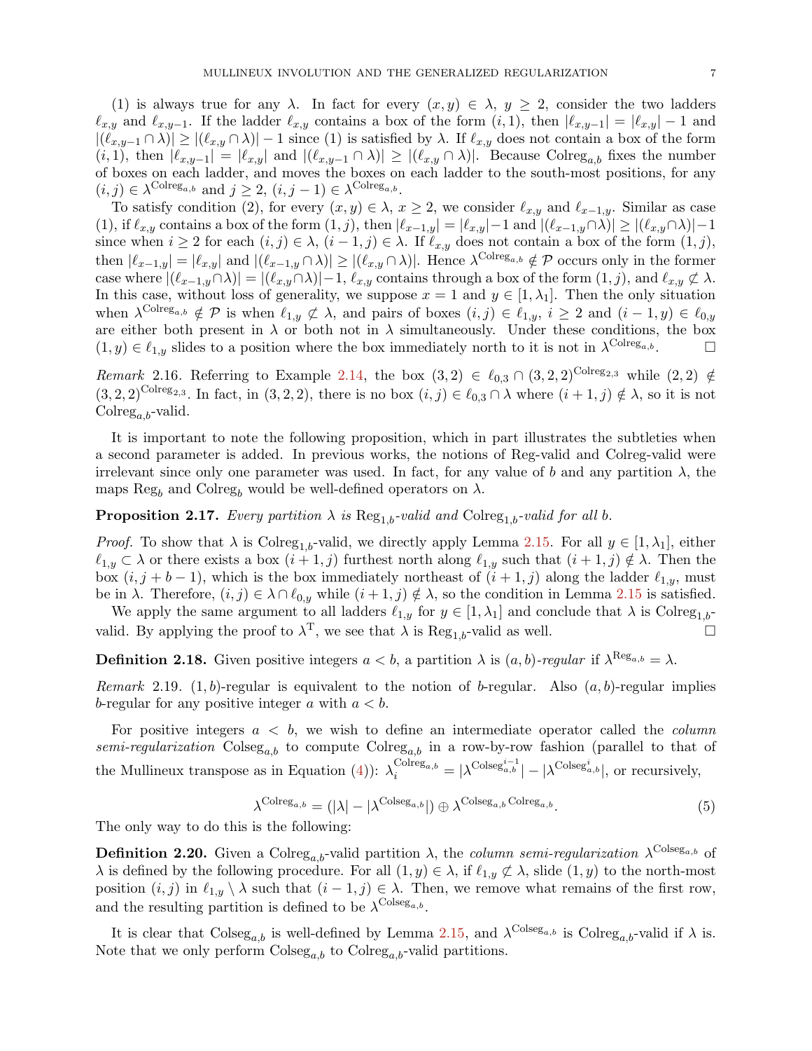(1) is always true for any $\lambda$. In fact for every $(x,y) \in \lambda$, $y \geq 2$, consider the two ladders $\ell_{x,y}$ and $\ell_{x,y-1}$. If the ladder $\ell_{x,y}$ contains a box of the form $(i,1)$, then $|\ell_{x,y-1}| = |\ell_{x,y}| - 1$ and $|(\ell_{x,y-1} \cap \lambda)| \geq |(\ell_{x,y} \cap \lambda)| - 1$ since (1) is satisfied by $\lambda$. If $\ell_{x,y}$ does not contain a box of the form $(i,1)$, then $|\ell_{x,y-1}| = |\ell_{x,y}|$ and $|(\ell_{x,y-1} \cap \lambda)| \geq |(\ell_{x,y} \cap \lambda)|$. Because $\mathrm{Colreg}_{a,b}$ fixes the number of boxes on each ladder, and moves the boxes on each ladder to the south-most positions, for any $(i,j) \in \lambda^{\mathrm{Colreg}_{a,b}}$ and $j \geq 2$, $(i, j-1) \in \lambda^{\mathrm{Colreg}_{a,b}}$.

To satisfy condition (2), for every $(x,y) \in \lambda$, $x \geq 2$, we consider $\ell_{x,y}$ and $\ell_{x-1,y}$. Similar as case (1), if $\ell_{x,y}$ contains a box of the form $(1,j)$, then $|\ell_{x-1,y}| = |\ell_{x,y}| - 1$ and $|(\ell_{x-1,y} \cap \lambda)| \geq |(\ell_{x,y} \cap \lambda)| - 1$ since when $i \geq 2$ for each $(i,j) \in \lambda$, $(i-1,j) \in \lambda$. If $\ell_{x,y}$ does not contain a box of the form $(1,j)$, then $|\ell_{x-1,y}| = |\ell_{x,y}|$ and $|(\ell_{x-1,y} \cap \lambda)| \geq |(\ell_{x,y} \cap \lambda)|$. Hence $\lambda^{\mathrm{Colreg}_{a,b}} \notin \mathcal{P}$ occurs only in the former case where $|(\ell_{x-1,y} \cap \lambda)| = |(\ell_{x,y} \cap \lambda)| - 1$, $\ell_{x,y}$ contains through a box of the form $(1,j)$, and $\ell_{x,y} \not\subset \lambda$. In this case, without loss of generality, we suppose $x = 1$ and $y \in [1, \lambda_1]$. Then the only situation when $\lambda^{\mathrm{Colreg}_{a,b}} \notin \mathcal{P}$ is when $\ell_{1,y} \not\subset \lambda$, and pairs of boxes $(i,j) \in \ell_{1,y}$, $i \geq 2$ and $(i-1,y) \in \ell_{0,y}$ are either both present in $\lambda$ or both not in $\lambda$ simultaneously. Under these conditions, the box $(1,y) \in \ell_{1,y}$ slides to a position where the box immediately north to it is not in $\lambda^{\mathrm{Colreg}_{a,b}}$. $\square$

*Remark* 2.16. Referring to Example 2.14, the box $(3,2) \in \ell_{0,3} \cap (3,2,2)^{\mathrm{Colreg}_{2,3}}$ while $(2,2) \notin (3,2,2)^{\mathrm{Colreg}_{2,3}}$. In fact, in $(3,2,2)$, there is no box $(i,j) \in \ell_{0,3} \cap \lambda$ where $(i+1,j) \notin \lambda$, so it is not $\mathrm{Colreg}_{a,b}$-valid.

It is important to note the following proposition, which in part illustrates the subtleties when a second parameter is added. In previous works, the notions of Reg-valid and Colreg-valid were irrelevant since only one parameter was used. In fact, for any value of $b$ and any partition $\lambda$, the maps $\mathrm{Reg}_b$ and $\mathrm{Colreg}_b$ would be well-defined operators on $\lambda$.

**Proposition 2.17.** *Every partition $\lambda$ is $\mathrm{Reg}_{1,b}$-valid and $\mathrm{Colreg}_{1,b}$-valid for all $b$.*

*Proof.* To show that $\lambda$ is $\mathrm{Colreg}_{1,b}$-valid, we directly apply Lemma 2.15. For all $y \in [1, \lambda_1]$, either $\ell_{1,y} \subset \lambda$ or there exists a box $(i+1,j)$ furthest north along $\ell_{1,y}$ such that $(i+1,j) \notin \lambda$. Then the box $(i, j+b-1)$, which is the box immediately northeast of $(i+1,j)$ along the ladder $\ell_{1,y}$, must be in $\lambda$. Therefore, $(i,j) \in \lambda \cap \ell_{0,y}$ while $(i+1,j) \notin \lambda$, so the condition in Lemma 2.15 is satisfied.

We apply the same argument to all ladders $\ell_{1,y}$ for $y \in [1, \lambda_1]$ and conclude that $\lambda$ is $\mathrm{Colreg}_{1,b}$-valid. By applying the proof to $\lambda^{\mathrm{T}}$, we see that $\lambda$ is $\mathrm{Reg}_{1,b}$-valid as well. $\square$

**Definition 2.18.** Given positive integers $a < b$, a partition $\lambda$ is *$(a,b)$-regular* if $\lambda^{\mathrm{Reg}_{a,b}} = \lambda$.

*Remark* 2.19. $(1,b)$-regular is equivalent to the notion of $b$-regular. Also $(a,b)$-regular implies $b$-regular for any positive integer $a$ with $a < b$.

For positive integers $a < b$, we wish to define an intermediate operator called the *column semi-regularization* $\mathrm{Colseg}_{a,b}$ to compute $\mathrm{Colreg}_{a,b}$ in a row-by-row fashion (parallel to that of the Mullineux transpose as in Equation (4)): $\lambda_i^{\mathrm{Colreg}_{a,b}} = |\lambda^{\mathrm{Colseg}_{a,b}^{i-1}}| - |\lambda^{\mathrm{Colseg}_{a,b}^{i}}|$, or recursively,

$$\lambda^{\mathrm{Colreg}_{a,b}} = (|\lambda| - |\lambda^{\mathrm{Colseg}_{a,b}}|) \oplus \lambda^{\mathrm{Colseg}_{a,b}\,\mathrm{Colreg}_{a,b}}. \tag{5}$$

The only way to do this is the following:

**Definition 2.20.** Given a $\mathrm{Colreg}_{a,b}$-valid partition $\lambda$, the *column semi-regularization* $\lambda^{\mathrm{Colseg}_{a,b}}$ of $\lambda$ is defined by the following procedure. For all $(1,y) \in \lambda$, if $\ell_{1,y} \not\subset \lambda$, slide $(1,y)$ to the north-most position $(i,j)$ in $\ell_{1,y} \setminus \lambda$ such that $(i-1,j) \in \lambda$. Then, we remove what remains of the first row, and the resulting partition is defined to be $\lambda^{\mathrm{Colseg}_{a,b}}$.

It is clear that $\mathrm{Colseg}_{a,b}$ is well-defined by Lemma 2.15, and $\lambda^{\mathrm{Colseg}_{a,b}}$ is $\mathrm{Colreg}_{a,b}$-valid if $\lambda$ is. Note that we only perform $\mathrm{Colseg}_{a,b}$ to $\mathrm{Colreg}_{a,b}$-valid partitions.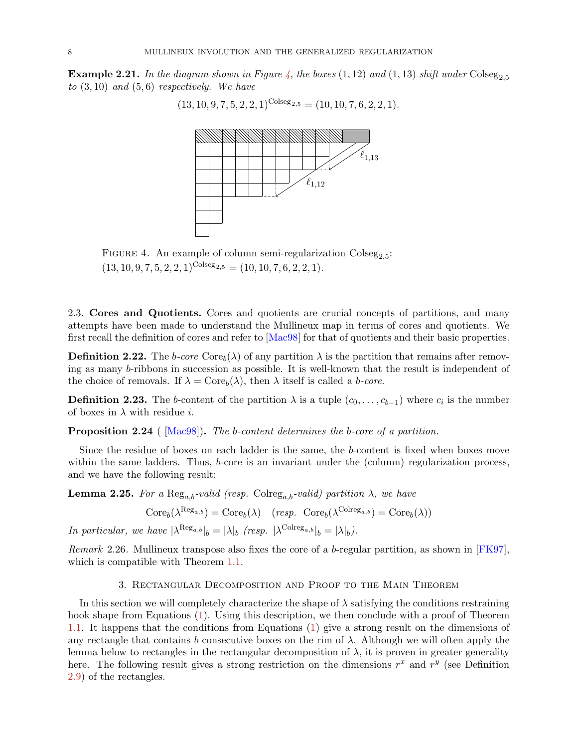**Example 2.21.** *In the diagram shown in Figure 4, the boxes* $(1,12)$ *and* $(1,13)$ *shift under* $\mathrm{Colseg}_{2,5}$ *to* $(3,10)$ *and* $(5,6)$ *respectively. We have*

$$(13,10,9,7,5,2,2,1)^{\mathrm{Colseg}_{2,5}} = (10,10,7,6,2,2,1).$$

FIGURE 4. An example of column semi-regularization $\mathrm{Colseg}_{2,5}$: $(13,10,9,7,5,2,2,1)^{\mathrm{Colseg}_{2,5}} = (10,10,7,6,2,2,1)$.

2.3. **Cores and Quotients.** Cores and quotients are crucial concepts of partitions, and many attempts have been made to understand the Mullineux map in terms of cores and quotients. We first recall the definition of cores and refer to [Mac98] for that of quotients and their basic properties.

**Definition 2.22.** The *$b$-core* $\mathrm{Core}_b(\lambda)$ of any partition $\lambda$ is the partition that remains after removing as many $b$-ribbons in succession as possible. It is well-known that the result is independent of the choice of removals. If $\lambda = \mathrm{Core}_b(\lambda)$, then $\lambda$ itself is called a *$b$-core*.

**Definition 2.23.** The $b$-content of the partition $\lambda$ is a tuple $(c_0, \ldots, c_{b-1})$ where $c_i$ is the number of boxes in $\lambda$ with residue $i$.

**Proposition 2.24** ( [Mac98]). *The $b$-content determines the $b$-core of a partition.*

Since the residue of boxes on each ladder is the same, the $b$-content is fixed when boxes move within the same ladders. Thus, $b$-core is an invariant under the (column) regularization process, and we have the following result:

**Lemma 2.25.** *For a $\mathrm{Reg}_{a,b}$-valid (resp. $\mathrm{Colreg}_{a,b}$-valid) partition $\lambda$, we have*

$$\mathrm{Core}_b(\lambda^{\mathrm{Reg}_{a,b}}) = \mathrm{Core}_b(\lambda) \quad (\textit{resp.}\ \ \mathrm{Core}_b(\lambda^{\mathrm{Colreg}_{a,b}}) = \mathrm{Core}_b(\lambda))$$

*In particular, we have* $|\lambda^{\mathrm{Reg}_{a,b}}|_b = |\lambda|_b$ *(resp.* $|\lambda^{\mathrm{Colreg}_{a,b}}|_b = |\lambda|_b$*).*

*Remark* 2.26. Mullineux transpose also fixes the core of a $b$-regular partition, as shown in [FK97], which is compatible with Theorem 1.1.

## 3. Rectangular Decomposition and Proof to the Main Theorem

In this section we will completely characterize the shape of $\lambda$ satisfying the conditions restraining hook shape from Equations (1). Using this description, we then conclude with a proof of Theorem 1.1. It happens that the conditions from Equations (1) give a strong result on the dimensions of any rectangle that contains $b$ consecutive boxes on the rim of $\lambda$. Although we will often apply the lemma below to rectangles in the rectangular decomposition of $\lambda$, it is proven in greater generality here. The following result gives a strong restriction on the dimensions $r^x$ and $r^y$ (see Definition 2.9) of the rectangles.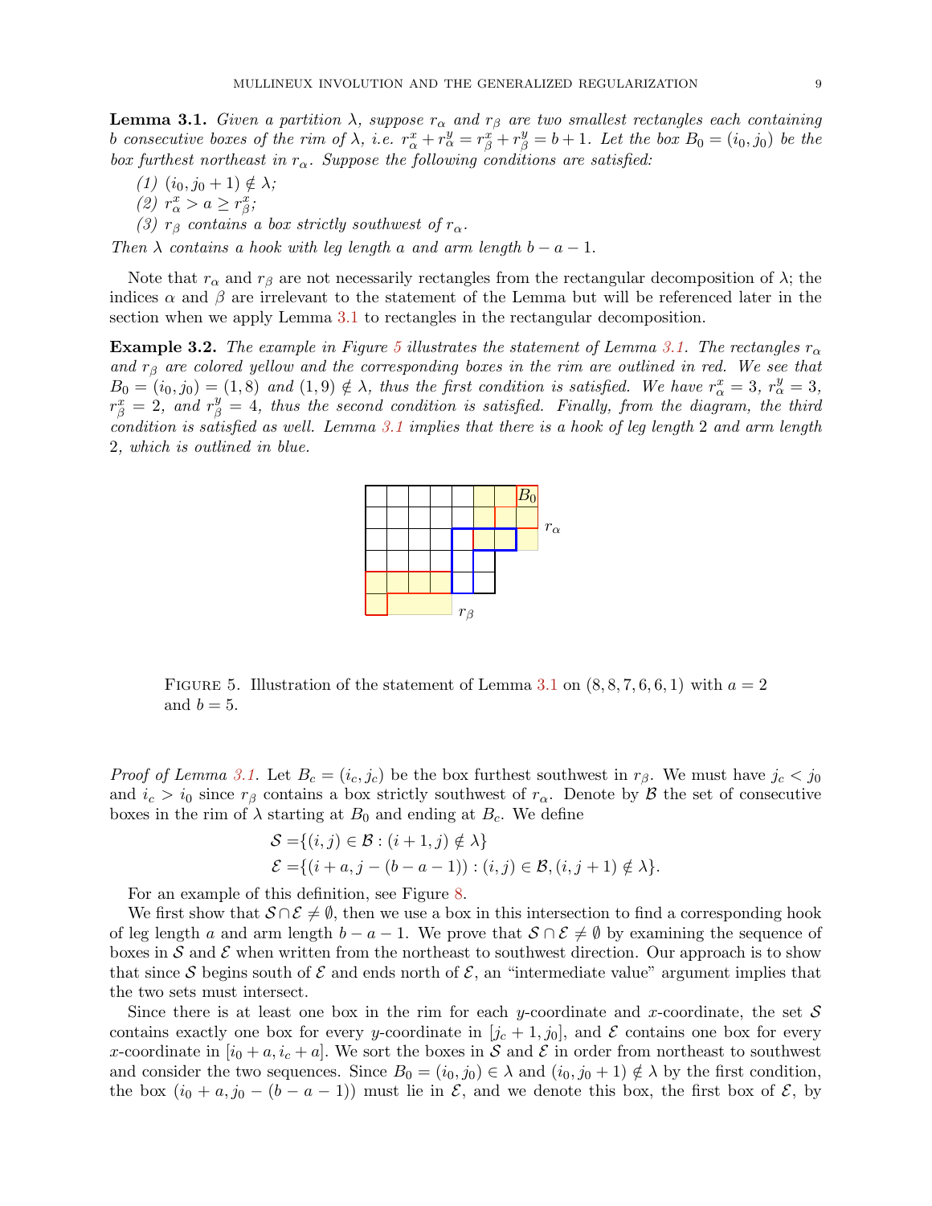**Lemma 3.1.** *Given a partition $\lambda$, suppose $r_\alpha$ and $r_\beta$ are two smallest rectangles each containing $b$ consecutive boxes of the rim of $\lambda$, i.e. $r_\alpha^x + r_\alpha^y = r_\beta^x + r_\beta^y = b+1$. Let the box $B_0 = (i_0, j_0)$ be the box furthest northeast in $r_\alpha$. Suppose the following conditions are satisfied:*

*(1) $(i_0, j_0+1) \notin \lambda$;*
*(2) $r_\alpha^x > a \geq r_\beta^x$;*
*(3) $r_\beta$ contains a box strictly southwest of $r_\alpha$.*

*Then $\lambda$ contains a hook with leg length $a$ and arm length $b-a-1$.*

Note that $r_\alpha$ and $r_\beta$ are not necessarily rectangles from the rectangular decomposition of $\lambda$; the indices $\alpha$ and $\beta$ are irrelevant to the statement of the Lemma but will be referenced later in the section when we apply Lemma 3.1 to rectangles in the rectangular decomposition.

**Example 3.2.** *The example in Figure 5 illustrates the statement of Lemma 3.1. The rectangles $r_\alpha$ and $r_\beta$ are colored yellow and the corresponding boxes in the rim are outlined in red. We see that $B_0 = (i_0, j_0) = (1,8)$ and $(1,9) \notin \lambda$, thus the first condition is satisfied. We have $r_\alpha^x = 3$, $r_\alpha^y = 3$, $r_\beta^x = 2$, and $r_\beta^y = 4$, thus the second condition is satisfied. Finally, from the diagram, the third condition is satisfied as well. Lemma 3.1 implies that there is a hook of leg length 2 and arm length 2, which is outlined in blue.*

Figure 5. Illustration of the statement of Lemma 3.1 on $(8,8,7,6,6,1)$ with $a=2$ and $b=5$.

*Proof of Lemma 3.1.* Let $B_c = (i_c, j_c)$ be the box furthest southwest in $r_\beta$. We must have $j_c < j_0$ and $i_c > i_0$ since $r_\beta$ contains a box strictly southwest of $r_\alpha$. Denote by $\mathcal{B}$ the set of consecutive boxes in the rim of $\lambda$ starting at $B_0$ and ending at $B_c$. We define

$$\begin{aligned}
\mathcal{S} &= \{(i,j) \in \mathcal{B} : (i+1, j) \notin \lambda\} \\
\mathcal{E} &= \{(i+a, j-(b-a-1)) : (i,j) \in \mathcal{B}, (i, j+1) \notin \lambda\}.
\end{aligned}$$

For an example of this definition, see Figure 8.

We first show that $\mathcal{S} \cap \mathcal{E} \neq \emptyset$, then we use a box in this intersection to find a corresponding hook of leg length $a$ and arm length $b-a-1$. We prove that $\mathcal{S} \cap \mathcal{E} \neq \emptyset$ by examining the sequence of boxes in $\mathcal{S}$ and $\mathcal{E}$ when written from the northeast to southwest direction. Our approach is to show that since $\mathcal{S}$ begins south of $\mathcal{E}$ and ends north of $\mathcal{E}$, an "intermediate value" argument implies that the two sets must intersect.

Since there is at least one box in the rim for each $y$-coordinate and $x$-coordinate, the set $\mathcal{S}$ contains exactly one box for every $y$-coordinate in $[j_c+1, j_0]$, and $\mathcal{E}$ contains one box for every $x$-coordinate in $[i_0+a, i_c+a]$. We sort the boxes in $\mathcal{S}$ and $\mathcal{E}$ in order from northeast to southwest and consider the two sequences. Since $B_0 = (i_0, j_0) \in \lambda$ and $(i_0, j_0+1) \notin \lambda$ by the first condition, the box $(i_0+a, j_0-(b-a-1))$ must lie in $\mathcal{E}$, and we denote this box, the first box of $\mathcal{E}$, by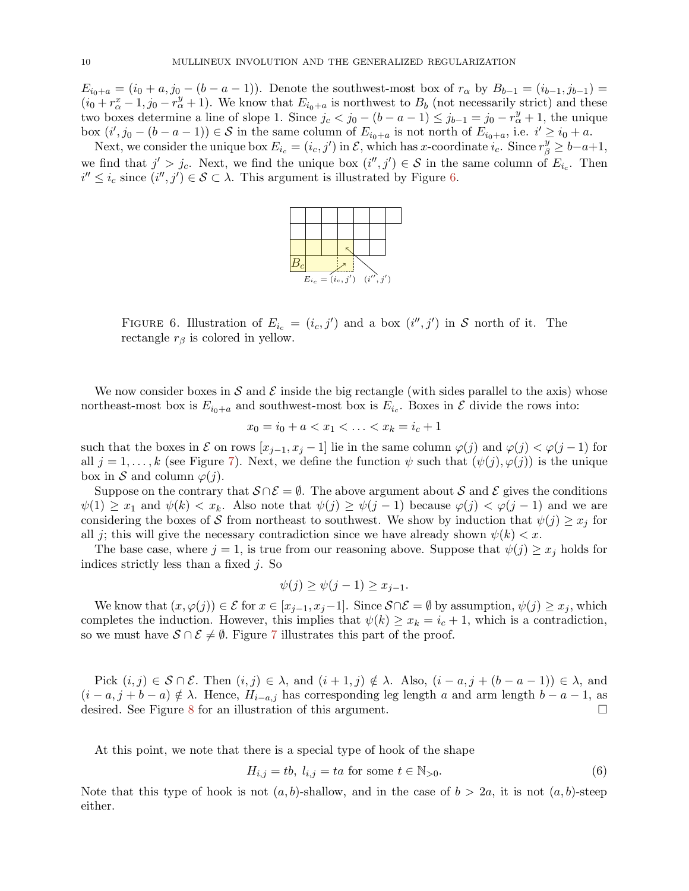$E_{i_0+a} = (i_0 + a, j_0 - (b - a - 1))$. Denote the southwest-most box of $r_\alpha$ by $B_{b-1} = (i_{b-1}, j_{b-1}) = (i_0 + r^x_\alpha - 1, j_0 - r^y_\alpha + 1)$. We know that $E_{i_0+a}$ is northwest to $B_b$ (not necessarily strict) and these two boxes determine a line of slope 1. Since $j_c < j_0 - (b - a - 1) \leq j_{b-1} = j_0 - r^y_\alpha + 1$, the unique box $(i', j_0 - (b - a - 1)) \in \mathcal{S}$ in the same column of $E_{i_0+a}$ is not north of $E_{i_0+a}$, i.e. $i' \geq i_0 + a$.

Next, we consider the unique box $E_{i_c} = (i_c, j')$ in $\mathcal{E}$, which has $x$-coordinate $i_c$. Since $r^y_\beta \geq b - a + 1$, we find that $j' > j_c$. Next, we find the unique box $(i'', j') \in \mathcal{S}$ in the same column of $E_{i_c}$. Then $i'' \leq i_c$ since $(i'', j') \in \mathcal{S} \subset \lambda$. This argument is illustrated by Figure 6.

FIGURE 6. Illustration of $E_{i_c} = (i_c, j')$ and a box $(i'', j')$ in $\mathcal{S}$ north of it. The rectangle $r_\beta$ is colored in yellow.

We now consider boxes in $\mathcal{S}$ and $\mathcal{E}$ inside the big rectangle (with sides parallel to the axis) whose northeast-most box is $E_{i_0+a}$ and southwest-most box is $E_{i_c}$. Boxes in $\mathcal{E}$ divide the rows into:

$$x_0 = i_0 + a < x_1 < \ldots < x_k = i_c + 1$$

such that the boxes in $\mathcal{E}$ on rows $[x_{j-1}, x_j - 1]$ lie in the same column $\varphi(j)$ and $\varphi(j) < \varphi(j-1)$ for all $j = 1, \ldots, k$ (see Figure 7). Next, we define the function $\psi$ such that $(\psi(j), \varphi(j))$ is the unique box in $\mathcal{S}$ and column $\varphi(j)$.

Suppose on the contrary that $\mathcal{S} \cap \mathcal{E} = \emptyset$. The above argument about $\mathcal{S}$ and $\mathcal{E}$ gives the conditions $\psi(1) \geq x_1$ and $\psi(k) < x_k$. Also note that $\psi(j) \geq \psi(j-1)$ because $\varphi(j) < \varphi(j-1)$ and we are considering the boxes of $\mathcal{S}$ from northeast to southwest. We show by induction that $\psi(j) \geq x_j$ for all $j$; this will give the necessary contradiction since we have already shown $\psi(k) < x$.

The base case, where $j = 1$, is true from our reasoning above. Suppose that $\psi(j) \geq x_j$ holds for indices strictly less than a fixed $j$. So

$$\psi(j) \geq \psi(j-1) \geq x_{j-1}.$$

We know that $(x, \varphi(j)) \in \mathcal{E}$ for $x \in [x_{j-1}, x_j - 1]$. Since $\mathcal{S} \cap \mathcal{E} = \emptyset$ by assumption, $\psi(j) \geq x_j$, which completes the induction. However, this implies that $\psi(k) \geq x_k = i_c + 1$, which is a contradiction, so we must have $\mathcal{S} \cap \mathcal{E} \neq \emptyset$. Figure 7 illustrates this part of the proof.

Pick $(i, j) \in \mathcal{S} \cap \mathcal{E}$. Then $(i, j) \in \lambda$, and $(i + 1, j) \notin \lambda$. Also, $(i - a, j + (b - a - 1)) \in \lambda$, and $(i - a, j + b - a) \notin \lambda$. Hence, $H_{i-a,j}$ has corresponding leg length $a$ and arm length $b - a - 1$, as desired. See Figure 8 for an illustration of this argument. $\square$

At this point, we note that there is a special type of hook of the shape

$$H_{i,j} = tb, \; l_{i,j} = ta \text{ for some } t \in \mathbb{N}_{>0}. \tag{6}$$

Note that this type of hook is not $(a, b)$-shallow, and in the case of $b > 2a$, it is not $(a, b)$-steep either.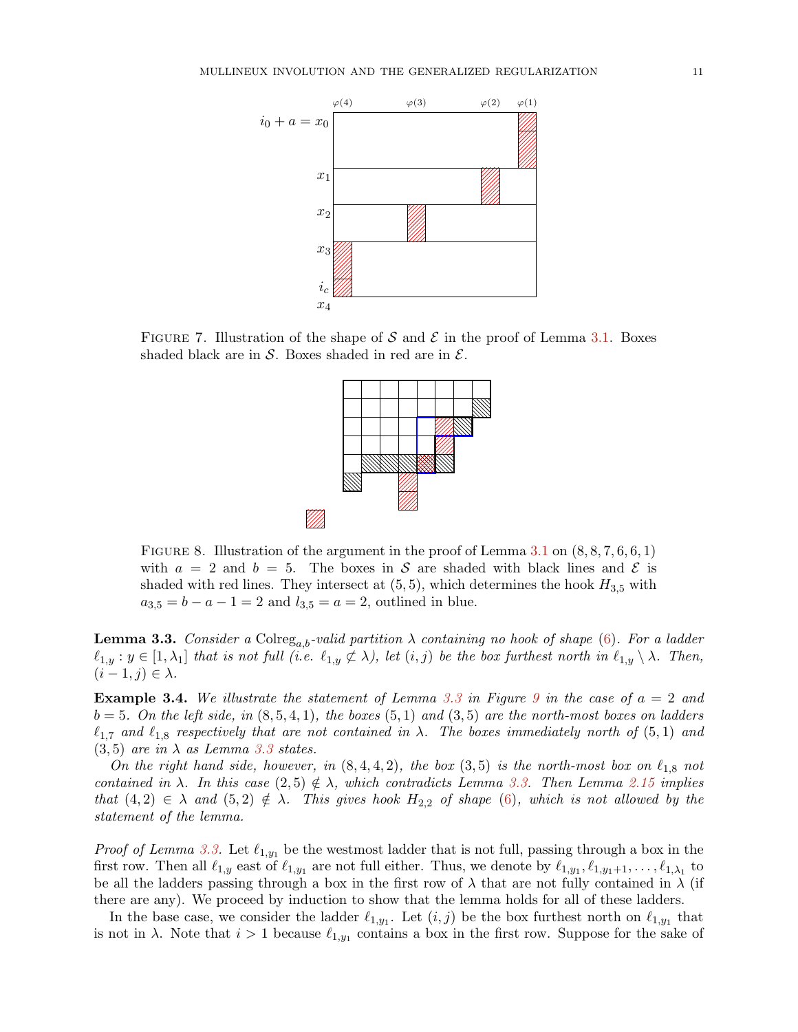FIGURE 7. Illustration of the shape of $\mathcal{S}$ and $\mathcal{E}$ in the proof of Lemma 3.1. Boxes shaded black are in $\mathcal{S}$. Boxes shaded in red are in $\mathcal{E}$.

FIGURE 8. Illustration of the argument in the proof of Lemma 3.1 on $(8,8,7,6,6,1)$ with $a = 2$ and $b = 5$. The boxes in $\mathcal{S}$ are shaded with black lines and $\mathcal{E}$ is shaded with red lines. They intersect at $(5,5)$, which determines the hook $H_{3,5}$ with $a_{3,5} = b - a - 1 = 2$ and $l_{3,5} = a = 2$, outlined in blue.

**Lemma 3.3.** *Consider a* $\mathrm{Colreg}_{a,b}$*-valid partition* $\lambda$ *containing no hook of shape* (6)*. For a ladder* $\ell_{1,y} : y \in [1, \lambda_1]$ *that is not full (i.e.* $\ell_{1,y} \not\subset \lambda$*), let* $(i,j)$ *be the box furthest north in* $\ell_{1,y} \setminus \lambda$*. Then,* $(i-1, j) \in \lambda$*.*

**Example 3.4.** *We illustrate the statement of Lemma 3.3 in Figure 9 in the case of* $a = 2$ *and* $b = 5$*. On the left side, in* $(8,5,4,1)$*, the boxes* $(5,1)$ *and* $(3,5)$ *are the north-most boxes on ladders* $\ell_{1,7}$ *and* $\ell_{1,8}$ *respectively that are not contained in* $\lambda$*. The boxes immediately north of* $(5,1)$ *and* $(3,5)$ *are in* $\lambda$ *as Lemma 3.3 states.*

*On the right hand side, however, in* $(8,4,4,2)$*, the box* $(3,5)$ *is the north-most box on* $\ell_{1,8}$ *not contained in* $\lambda$*. In this case* $(2,5) \notin \lambda$*, which contradicts Lemma 3.3. Then Lemma 2.15 implies that* $(4,2) \in \lambda$ *and* $(5,2) \notin \lambda$*. This gives hook* $H_{2,2}$ *of shape* (6)*, which is not allowed by the statement of the lemma.*

*Proof of Lemma 3.3.* Let $\ell_{1,y_1}$ be the westmost ladder that is not full, passing through a box in the first row. Then all $\ell_{1,y}$ east of $\ell_{1,y_1}$ are not full either. Thus, we denote by $\ell_{1,y_1}, \ell_{1,y_1+1}, \ldots, \ell_{1,\lambda_1}$ to be all the ladders passing through a box in the first row of $\lambda$ that are not fully contained in $\lambda$ (if there are any). We proceed by induction to show that the lemma holds for all of these ladders.

In the base case, we consider the ladder $\ell_{1,y_1}$. Let $(i,j)$ be the box furthest north on $\ell_{1,y_1}$ that is not in $\lambda$. Note that $i > 1$ because $\ell_{1,y_1}$ contains a box in the first row. Suppose for the sake of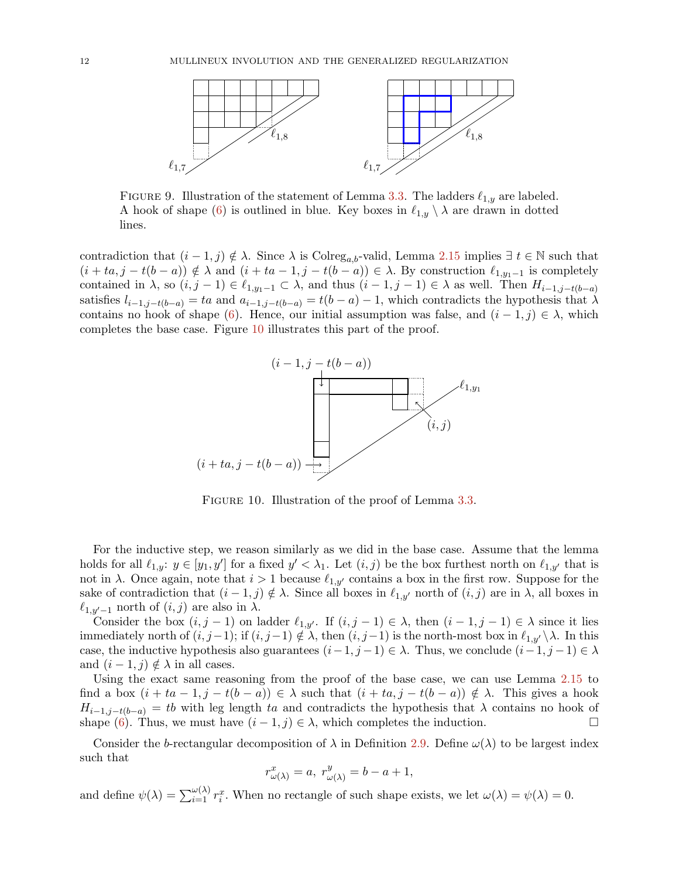FIGURE 9. Illustration of the statement of Lemma 3.3. The ladders $\ell_{1,y}$ are labeled. A hook of shape (6) is outlined in blue. Key boxes in $\ell_{1,y} \setminus \lambda$ are drawn in dotted lines.

contradiction that $(i-1,j) \notin \lambda$. Since $\lambda$ is $\mathrm{Colreg}_{a,b}$-valid, Lemma 2.15 implies $\exists\, t \in \mathbb{N}$ such that $(i+ta, j-t(b-a)) \notin \lambda$ and $(i+ta-1, j-t(b-a)) \in \lambda$. By construction $\ell_{1,y_1-1}$ is completely contained in $\lambda$, so $(i,j-1) \in \ell_{1,y_1-1} \subset \lambda$, and thus $(i-1,j-1) \in \lambda$ as well. Then $H_{i-1,j-t(b-a)}$ satisfies $l_{i-1,j-t(b-a)} = ta$ and $a_{i-1,j-t(b-a)} = t(b-a)-1$, which contradicts the hypothesis that $\lambda$ contains no hook of shape (6). Hence, our initial assumption was false, and $(i-1,j) \in \lambda$, which completes the base case. Figure 10 illustrates this part of the proof.

FIGURE 10. Illustration of the proof of Lemma 3.3.

For the inductive step, we reason similarly as we did in the base case. Assume that the lemma holds for all $\ell_{1,y}$: $y \in [y_1, y']$ for a fixed $y' < \lambda_1$. Let $(i,j)$ be the box furthest north on $\ell_{1,y'}$ that is not in $\lambda$. Once again, note that $i > 1$ because $\ell_{1,y'}$ contains a box in the first row. Suppose for the sake of contradiction that $(i-1,j) \notin \lambda$. Since all boxes in $\ell_{1,y'}$ north of $(i,j)$ are in $\lambda$, all boxes in $\ell_{1,y'-1}$ north of $(i,j)$ are also in $\lambda$.

Consider the box $(i,j-1)$ on ladder $\ell_{1,y'}$. If $(i,j-1) \in \lambda$, then $(i-1,j-1) \in \lambda$ since it lies immediately north of $(i,j-1)$; if $(i,j-1) \notin \lambda$, then $(i,j-1)$ is the north-most box in $\ell_{1,y'} \setminus \lambda$. In this case, the inductive hypothesis also guarantees $(i-1,j-1) \in \lambda$. Thus, we conclude $(i-1,j-1) \in \lambda$ and $(i-1,j) \notin \lambda$ in all cases.

Using the exact same reasoning from the proof of the base case, we can use Lemma 2.15 to find a box $(i+ta-1, j-t(b-a)) \in \lambda$ such that $(i+ta, j-t(b-a)) \notin \lambda$. This gives a hook $H_{i-1,j-t(b-a)} = tb$ with leg length $ta$ and contradicts the hypothesis that $\lambda$ contains no hook of shape (6). Thus, we must have $(i-1,j) \in \lambda$, which completes the induction. $\square$

Consider the $b$-rectangular decomposition of $\lambda$ in Definition 2.9. Define $\omega(\lambda)$ to be largest index such that

$$r^x_{\omega(\lambda)} = a,\; r^y_{\omega(\lambda)} = b-a+1,$$

and define $\psi(\lambda) = \sum_{i=1}^{\omega(\lambda)} r^x_i$. When no rectangle of such shape exists, we let $\omega(\lambda) = \psi(\lambda) = 0$.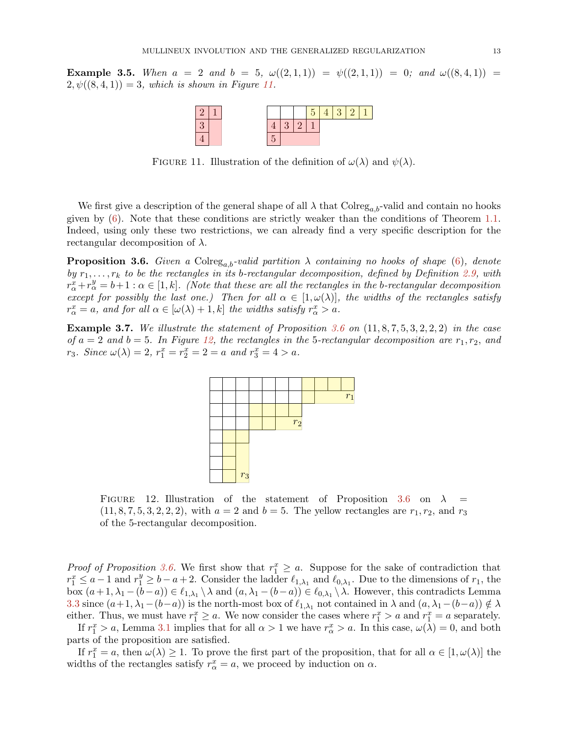**Example 3.5.** *When $a = 2$ and $b = 5$, $\omega((2,1,1)) = \psi((2,1,1)) = 0$; and $\omega((8,4,1)) = 2, \psi((8,4,1)) = 3$, which is shown in Figure 11.*

FIGURE 11. Illustration of the definition of $\omega(\lambda)$ and $\psi(\lambda)$.

We first give a description of the general shape of all $\lambda$ that $\mathrm{Colreg}_{a,b}$-valid and contain no hooks given by (6). Note that these conditions are strictly weaker than the conditions of Theorem 1.1. Indeed, using only these two restrictions, we can already find a very specific description for the rectangular decomposition of $\lambda$.

**Proposition 3.6.** *Given a $\mathrm{Colreg}_{a,b}$-valid partition $\lambda$ containing no hooks of shape (6), denote by $r_1, \ldots, r_k$ to be the rectangles in its $b$-rectangular decomposition, defined by Definition 2.9, with $r^x_\alpha + r^y_\alpha = b+1 : \alpha \in [1,k]$. (Note that these are all the rectangles in the $b$-rectangular decomposition except for possibly the last one.) Then for all $\alpha \in [1, \omega(\lambda)]$, the widths of the rectangles satisfy $r^x_\alpha = a$, and for all $\alpha \in [\omega(\lambda)+1, k]$ the widths satisfy $r^x_\alpha > a$.*

**Example 3.7.** *We illustrate the statement of Proposition 3.6 on $(11,8,7,5,3,2,2,2)$ in the case of $a = 2$ and $b = 5$. In Figure 12, the rectangles in the 5-rectangular decomposition are $r_1, r_2$, and $r_3$. Since $\omega(\lambda) = 2$, $r^x_1 = r^x_2 = 2 = a$ and $r^x_3 = 4 > a$.*

FIGURE 12. Illustration of the statement of Proposition 3.6 on $\lambda = (11,8,7,5,3,2,2,2)$, with $a = 2$ and $b = 5$. The yellow rectangles are $r_1, r_2$, and $r_3$ of the 5-rectangular decomposition.

*Proof of Proposition 3.6.* We first show that $r^x_1 \geq a$. Suppose for the sake of contradiction that $r^x_1 \leq a-1$ and $r^y_1 \geq b-a+2$. Consider the ladder $\ell_{1,\lambda_1}$ and $\ell_{0,\lambda_1}$. Due to the dimensions of $r_1$, the box $(a+1, \lambda_1-(b-a)) \in \ell_{1,\lambda_1} \setminus \lambda$ and $(a, \lambda_1-(b-a)) \in \ell_{0,\lambda_1} \setminus \lambda$. However, this contradicts Lemma 3.3 since $(a+1, \lambda_1-(b-a))$ is the north-most box of $\ell_{1,\lambda_1}$ not contained in $\lambda$ and $(a, \lambda_1-(b-a)) \notin \lambda$ either. Thus, we must have $r^x_1 \geq a$. We now consider the cases where $r^x_1 > a$ and $r^x_1 = a$ separately.

If $r^x_1 > a$, Lemma 3.1 implies that for all $\alpha > 1$ we have $r^x_\alpha > a$. In this case, $\omega(\lambda) = 0$, and both parts of the proposition are satisfied.

If $r^x_1 = a$, then $\omega(\lambda) \geq 1$. To prove the first part of the proposition, that for all $\alpha \in [1, \omega(\lambda)]$ the widths of the rectangles satisfy $r^x_\alpha = a$, we proceed by induction on $\alpha$.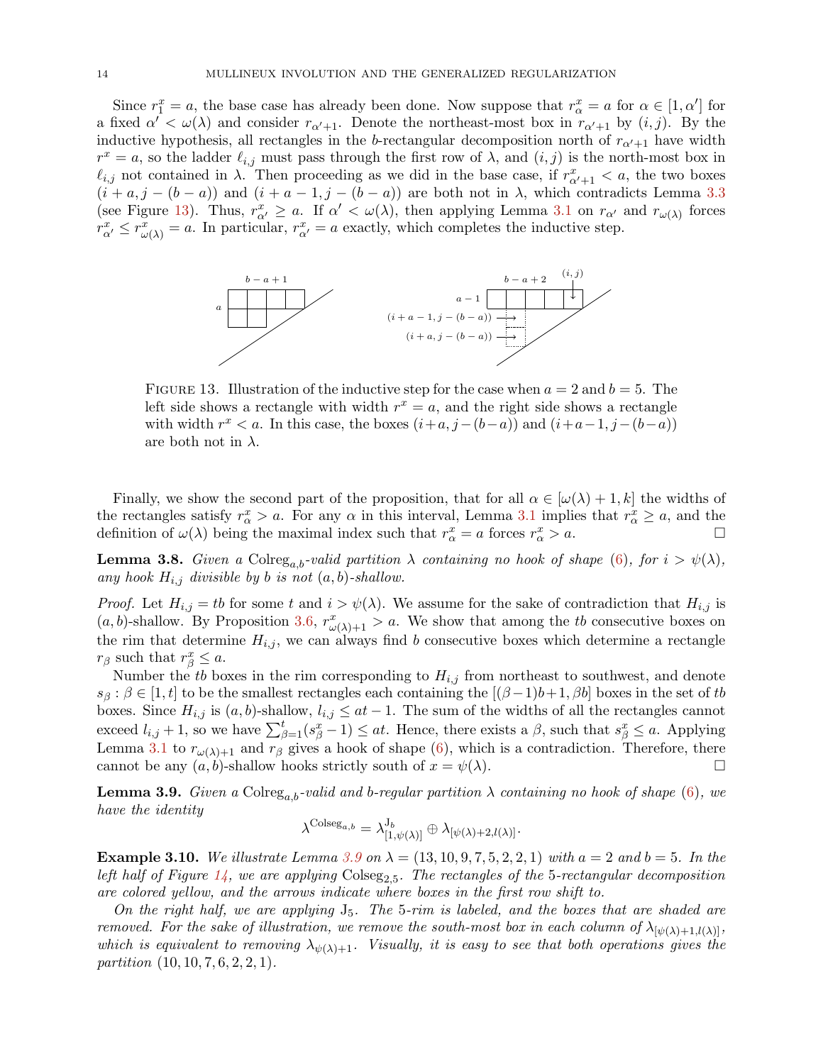Since $r^x_1 = a$, the base case has already been done. Now suppose that $r^x_\alpha = a$ for $\alpha \in [1, \alpha']$ for a fixed $\alpha' < \omega(\lambda)$ and consider $r_{\alpha'+1}$. Denote the northeast-most box in $r_{\alpha'+1}$ by $(i, j)$. By the inductive hypothesis, all rectangles in the $b$-rectangular decomposition north of $r_{\alpha'+1}$ have width $r^x = a$, so the ladder $\ell_{i,j}$ must pass through the first row of $\lambda$, and $(i, j)$ is the north-most box in $\ell_{i,j}$ not contained in $\lambda$. Then proceeding as we did in the base case, if $r^x_{\alpha'+1} < a$, the two boxes $(i + a, j - (b - a))$ and $(i + a - 1, j - (b - a))$ are both not in $\lambda$, which contradicts Lemma 3.3 (see Figure 13). Thus, $r^x_{\alpha'} \geq a$. If $\alpha' < \omega(\lambda)$, then applying Lemma 3.1 on $r_{\alpha'}$ and $r_{\omega(\lambda)}$ forces $r^x_{\alpha'} \leq r^x_{\omega(\lambda)} = a$. In particular, $r^x_{\alpha'} = a$ exactly, which completes the inductive step.

FIGURE 13. Illustration of the inductive step for the case when $a = 2$ and $b = 5$. The left side shows a rectangle with width $r^x = a$, and the right side shows a rectangle with width $r^x < a$. In this case, the boxes $(i+a, j-(b-a))$ and $(i+a-1, j-(b-a))$ are both not in $\lambda$.

Finally, we show the second part of the proposition, that for all $\alpha \in [\omega(\lambda) + 1, k]$ the widths of the rectangles satisfy $r^x_\alpha > a$. For any $\alpha$ in this interval, Lemma 3.1 implies that $r^x_\alpha \geq a$, and the definition of $\omega(\lambda)$ being the maximal index such that $r^x_\alpha = a$ forces $r^x_\alpha > a$. □

**Lemma 3.8.** *Given a* $\mathrm{Colreg}_{a,b}$*-valid partition* $\lambda$ *containing no hook of shape* (6)*, for* $i > \psi(\lambda)$*, any hook* $H_{i,j}$ *divisible by* $b$ *is not* $(a, b)$*-shallow.*

*Proof.* Let $H_{i,j} = tb$ for some $t$ and $i > \psi(\lambda)$. We assume for the sake of contradiction that $H_{i,j}$ is $(a, b)$-shallow. By Proposition 3.6, $r^x_{\omega(\lambda)+1} > a$. We show that among the $tb$ consecutive boxes on the rim that determine $H_{i,j}$, we can always find $b$ consecutive boxes which determine a rectangle $r_\beta$ such that $r^x_\beta \leq a$.

Number the $tb$ boxes in the rim corresponding to $H_{i,j}$ from northeast to southwest, and denote $s_\beta : \beta \in [1, t]$ to be the smallest rectangles each containing the $[(\beta-1)b+1, \beta b]$ boxes in the set of $tb$ boxes. Since $H_{i,j}$ is $(a, b)$-shallow, $l_{i,j} \leq at - 1$. The sum of the widths of all the rectangles cannot exceed $l_{i,j} + 1$, so we have $\sum_{\beta=1}^{t}(s^x_\beta - 1) \leq at$. Hence, there exists a $\beta$, such that $s^x_\beta \leq a$. Applying Lemma 3.1 to $r_{\omega(\lambda)+1}$ and $r_\beta$ gives a hook of shape (6), which is a contradiction. Therefore, there cannot be any $(a, b)$-shallow hooks strictly south of $x = \psi(\lambda)$. □

**Lemma 3.9.** *Given a* $\mathrm{Colreg}_{a,b}$*-valid and* $b$*-regular partition* $\lambda$ *containing no hook of shape* (6)*, we have the identity*

$$\lambda^{\mathrm{Colseg}_{a,b}} = \lambda^{\mathrm{J}_b}_{[1,\psi(\lambda)]} \oplus \lambda_{[\psi(\lambda)+2, l(\lambda)]}.$$

**Example 3.10.** *We illustrate Lemma 3.9 on* $\lambda = (13, 10, 9, 7, 5, 2, 2, 1)$ *with* $a = 2$ *and* $b = 5$*. In the left half of Figure 14, we are applying* $\mathrm{Colseg}_{2,5}$*. The rectangles of the 5-rectangular decomposition are colored yellow, and the arrows indicate where boxes in the first row shift to.*

*On the right half, we are applying* $\mathrm{J}_5$*. The 5-rim is labeled, and the boxes that are shaded are removed. For the sake of illustration, we remove the south-most box in each column of* $\lambda_{[\psi(\lambda)+1, l(\lambda)]}$*, which is equivalent to removing* $\lambda_{\psi(\lambda)+1}$*. Visually, it is easy to see that both operations gives the partition* $(10, 10, 7, 6, 2, 2, 1)$*.*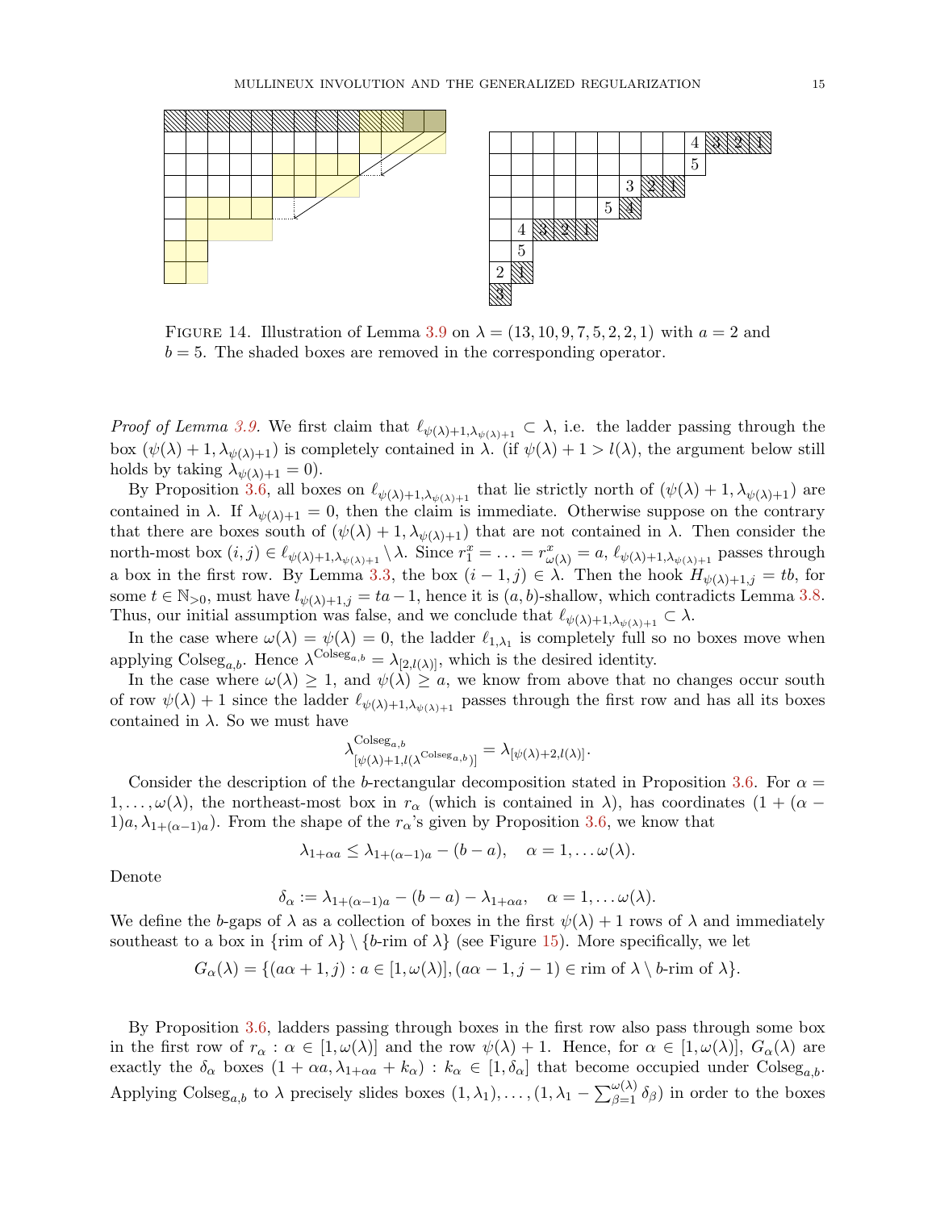FIGURE 14. Illustration of Lemma 3.9 on $\lambda = (13, 10, 9, 7, 5, 2, 2, 1)$ with $a = 2$ and $b = 5$. The shaded boxes are removed in the corresponding operator.

*Proof of Lemma 3.9.* We first claim that $\ell_{\psi(\lambda)+1,\lambda_{\psi(\lambda)+1}} \subset \lambda$, i.e. the ladder passing through the box $(\psi(\lambda)+1, \lambda_{\psi(\lambda)+1})$ is completely contained in $\lambda$. (if $\psi(\lambda)+1 > l(\lambda)$, the argument below still holds by taking $\lambda_{\psi(\lambda)+1} = 0$).

By Proposition 3.6, all boxes on $\ell_{\psi(\lambda)+1,\lambda_{\psi(\lambda)+1}}$ that lie strictly north of $(\psi(\lambda)+1, \lambda_{\psi(\lambda)+1})$ are contained in $\lambda$. If $\lambda_{\psi(\lambda)+1} = 0$, then the claim is immediate. Otherwise suppose on the contrary that there are boxes south of $(\psi(\lambda)+1, \lambda_{\psi(\lambda)+1})$ that are not contained in $\lambda$. Then consider the north-most box $(i,j) \in \ell_{\psi(\lambda)+1,\lambda_{\psi(\lambda)+1}} \setminus \lambda$. Since $r_1^x = \ldots = r_{\omega(\lambda)}^x = a$, $\ell_{\psi(\lambda)+1,\lambda_{\psi(\lambda)+1}}$ passes through a box in the first row. By Lemma 3.3, the box $(i-1,j) \in \lambda$. Then the hook $H_{\psi(\lambda)+1,j} = tb$, for some $t \in \mathbb{N}_{>0}$, must have $l_{\psi(\lambda)+1,j} = ta-1$, hence it is $(a,b)$-shallow, which contradicts Lemma 3.8. Thus, our initial assumption was false, and we conclude that $\ell_{\psi(\lambda)+1,\lambda_{\psi(\lambda)+1}} \subset \lambda$.

In the case where $\omega(\lambda) = \psi(\lambda) = 0$, the ladder $\ell_{1,\lambda_1}$ is completely full so no boxes move when applying $\mathrm{Colseg}_{a,b}$. Hence $\lambda^{\mathrm{Colseg}_{a,b}} = \lambda_{[2,l(\lambda)]}$, which is the desired identity.

In the case where $\omega(\lambda) \geq 1$, and $\psi(\lambda) \geq a$, we know from above that no changes occur south of row $\psi(\lambda)+1$ since the ladder $\ell_{\psi(\lambda)+1,\lambda_{\psi(\lambda)+1}}$ passes through the first row and has all its boxes contained in $\lambda$. So we must have

$$\lambda^{\mathrm{Colseg}_{a,b}}_{[\psi(\lambda)+1,l(\lambda^{\mathrm{Colseg}_{a,b}})]} = \lambda_{[\psi(\lambda)+2,l(\lambda)]}.$$

Consider the description of the $b$-rectangular decomposition stated in Proposition 3.6. For $\alpha = 1, \ldots, \omega(\lambda)$, the northeast-most box in $r_\alpha$ (which is contained in $\lambda$), has coordinates $(1+(\alpha-1)a, \lambda_{1+(\alpha-1)a})$. From the shape of the $r_\alpha$'s given by Proposition 3.6, we know that

$$\lambda_{1+\alpha a} \leq \lambda_{1+(\alpha-1)a} - (b-a), \quad \alpha = 1, \ldots \omega(\lambda).$$

Denote

$$\delta_\alpha := \lambda_{1+(\alpha-1)a} - (b-a) - \lambda_{1+\alpha a}, \quad \alpha = 1, \ldots \omega(\lambda).$$

We define the $b$-gaps of $\lambda$ as a collection of boxes in the first $\psi(\lambda)+1$ rows of $\lambda$ and immediately southeast to a box in $\{\text{rim of } \lambda\} \setminus \{b\text{-rim of } \lambda\}$ (see Figure 15). More specifically, we let

$$G_\alpha(\lambda) = \{(a\alpha+1, j) : a \in [1, \omega(\lambda)], (a\alpha-1, j-1) \in \text{rim of } \lambda \setminus b\text{-rim of } \lambda\}.$$

By Proposition 3.6, ladders passing through boxes in the first row also pass through some box in the first row of $r_\alpha : \alpha \in [1, \omega(\lambda)]$ and the row $\psi(\lambda)+1$. Hence, for $\alpha \in [1, \omega(\lambda)]$, $G_\alpha(\lambda)$ are exactly the $\delta_\alpha$ boxes $(1+\alpha a, \lambda_{1+\alpha a} + k_\alpha) : k_\alpha \in [1, \delta_\alpha]$ that become occupied under $\mathrm{Colseg}_{a,b}$. Applying $\mathrm{Colseg}_{a,b}$ to $\lambda$ precisely slides boxes $(1, \lambda_1), \ldots, (1, \lambda_1 - \sum_{\beta=1}^{\omega(\lambda)} \delta_\beta)$ in order to the boxes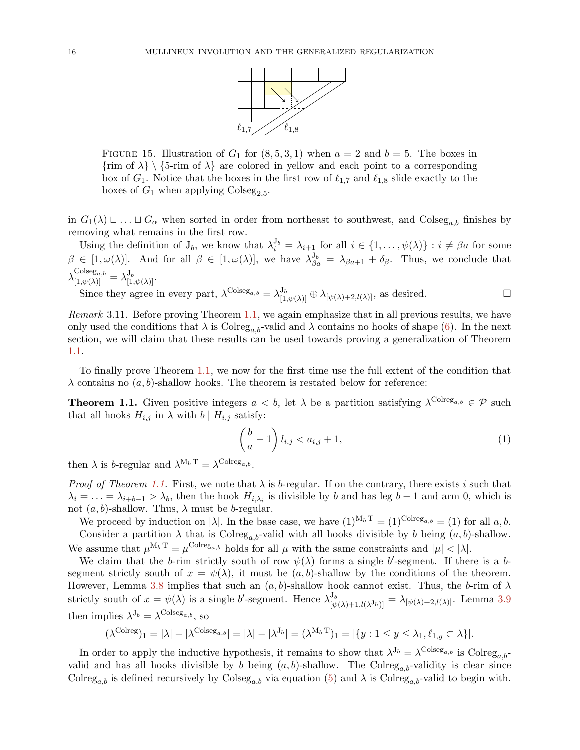FIGURE 15. Illustration of $G_1$ for $(8,5,3,1)$ when $a=2$ and $b=5$. The boxes in $\{\text{rim of } \lambda\} \setminus \{5\text{-rim of } \lambda\}$ are colored in yellow and each point to a corresponding box of $G_1$. Notice that the boxes in the first row of $\ell_{1,7}$ and $\ell_{1,8}$ slide exactly to the boxes of $G_1$ when applying $\mathrm{Colseg}_{2,5}$.

in $G_1(\lambda) \sqcup \ldots \sqcup G_\alpha$ when sorted in order from northeast to southwest, and $\mathrm{Colseg}_{a,b}$ finishes by removing what remains in the first row.

Using the definition of $\mathrm{J}_b$, we know that $\lambda_i^{\mathrm{J}_b} = \lambda_{i+1}$ for all $i \in \{1, \ldots, \psi(\lambda)\} : i \neq \beta a$ for some $\beta \in [1, \omega(\lambda)]$. And for all $\beta \in [1, \omega(\lambda)]$, we have $\lambda_{\beta a}^{\mathrm{J}_b} = \lambda_{\beta a+1} + \delta_\beta$. Thus, we conclude that $\lambda_{[1,\psi(\lambda)]}^{\mathrm{Colseg}_{a,b}} = \lambda_{[1,\psi(\lambda)]}^{\mathrm{J}_b}$.

Since they agree in every part, $\lambda^{\mathrm{Colseg}_{a,b}} = \lambda_{[1,\psi(\lambda)]}^{\mathrm{J}_b} \oplus \lambda_{[\psi(\lambda)+2, l(\lambda)]}$, as desired. □

*Remark* 3.11. Before proving Theorem 1.1, we again emphasize that in all previous results, we have only used the conditions that $\lambda$ is $\mathrm{Colreg}_{a,b}$-valid and $\lambda$ contains no hooks of shape (6). In the next section, we will claim that these results can be used towards proving a generalization of Theorem 1.1.

To finally prove Theorem 1.1, we now for the first time use the full extent of the condition that $\lambda$ contains no $(a,b)$-shallow hooks. The theorem is restated below for reference:

**Theorem 1.1.** Given positive integers $a < b$, let $\lambda$ be a partition satisfying $\lambda^{\mathrm{Colreg}_{a,b}} \in \mathcal{P}$ such that all hooks $H_{i,j}$ in $\lambda$ with $b \mid H_{i,j}$ satisfy:

$$\left(\frac{b}{a} - 1\right) l_{i,j} < a_{i,j} + 1, \tag{1}$$

then $\lambda$ is $b$-regular and $\lambda^{\mathrm{M}_b\,\mathrm{T}} = \lambda^{\mathrm{Colreg}_{a,b}}$.

*Proof of Theorem 1.1.* First, we note that $\lambda$ is $b$-regular. If on the contrary, there exists $i$ such that $\lambda_i = \ldots = \lambda_{i+b-1} > \lambda_b$, then the hook $H_{i,\lambda_i}$ is divisible by $b$ and has leg $b-1$ and arm $0$, which is not $(a,b)$-shallow. Thus, $\lambda$ must be $b$-regular.

We proceed by induction on $|\lambda|$. In the base case, we have $(1)^{\mathrm{M}_b\,\mathrm{T}} = (1)^{\mathrm{Colreg}_{a,b}} = (1)$ for all $a, b$.

Consider a partition $\lambda$ that is $\mathrm{Colreg}_{a,b}$-valid with all hooks divisible by $b$ being $(a,b)$-shallow. We assume that $\mu^{\mathrm{M}_b\,\mathrm{T}} = \mu^{\mathrm{Colreg}_{a,b}}$ holds for all $\mu$ with the same constraints and $|\mu| < |\lambda|$.

We claim that the $b$-rim strictly south of row $\psi(\lambda)$ forms a single $b'$-segment. If there is a $b$-segment strictly south of $x = \psi(\lambda)$, it must be $(a,b)$-shallow by the conditions of the theorem. However, Lemma 3.8 implies that such an $(a,b)$-shallow hook cannot exist. Thus, the $b$-rim of $\lambda$ strictly south of $x = \psi(\lambda)$ is a single $b'$-segment. Hence $\lambda^{\mathrm{J}_b}_{[\psi(\lambda)+1, l(\lambda^{\mathrm{J}_b})]} = \lambda_{[\psi(\lambda)+2, l(\lambda)]}$. Lemma 3.9 then implies $\lambda^{\mathrm{J}_b} = \lambda^{\mathrm{Colseg}_{a,b}}$, so

$$(\lambda^{\mathrm{Colreg}})_1 = |\lambda| - |\lambda^{\mathrm{Colseg}_{a,b}}| = |\lambda| - |\lambda^{\mathrm{J}_b}| = (\lambda^{\mathrm{M}_b\,\mathrm{T}})_1 = |\{y : 1 \le y \le \lambda_1, \ell_{1,y} \subset \lambda\}|.$$

In order to apply the inductive hypothesis, it remains to show that $\lambda^{\mathrm{J}_b} = \lambda^{\mathrm{Colseg}_{a,b}}$ is $\mathrm{Colreg}_{a,b}$-valid and has all hooks divisible by $b$ being $(a,b)$-shallow. The $\mathrm{Colreg}_{a,b}$-validity is clear since $\mathrm{Colreg}_{a,b}$ is defined recursively by $\mathrm{Colseg}_{a,b}$ via equation (5) and $\lambda$ is $\mathrm{Colreg}_{a,b}$-valid to begin with.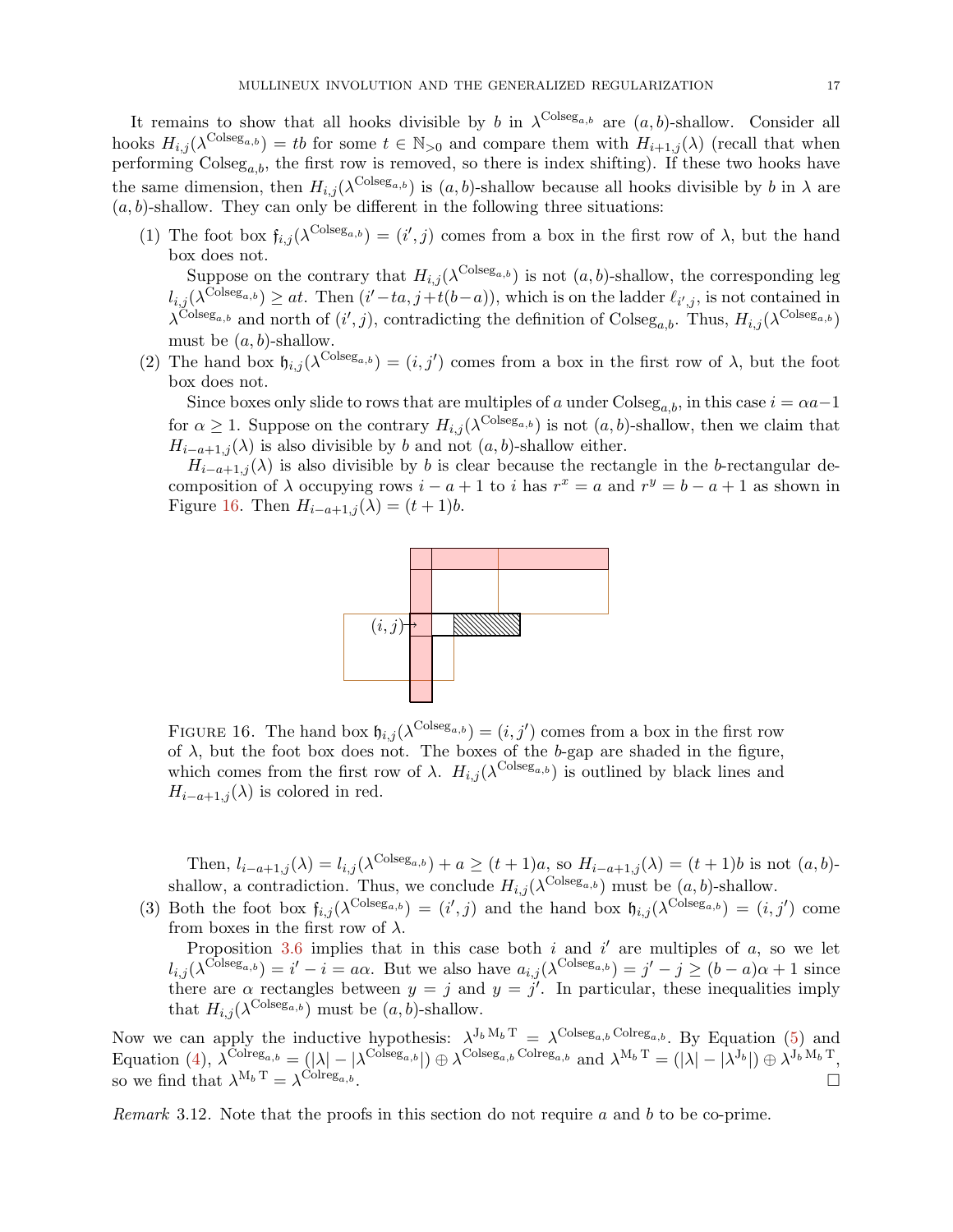It remains to show that all hooks divisible by $b$ in $\lambda^{\mathrm{Colseg}_{a,b}}$ are $(a,b)$-shallow. Consider all hooks $H_{i,j}(\lambda^{\mathrm{Colseg}_{a,b}}) = tb$ for some $t \in \mathbb{N}_{>0}$ and compare them with $H_{i+1,j}(\lambda)$ (recall that when performing $\mathrm{Colseg}_{a,b}$, the first row is removed, so there is index shifting). If these two hooks have the same dimension, then $H_{i,j}(\lambda^{\mathrm{Colseg}_{a,b}})$ is $(a,b)$-shallow because all hooks divisible by $b$ in $\lambda$ are $(a,b)$-shallow. They can only be different in the following three situations:

(1) The foot box $\mathfrak{f}_{i,j}(\lambda^{\mathrm{Colseg}_{a,b}}) = (i', j)$ comes from a box in the first row of $\lambda$, but the hand box does not.

Suppose on the contrary that $H_{i,j}(\lambda^{\mathrm{Colseg}_{a,b}})$ is not $(a,b)$-shallow, the corresponding leg $l_{i,j}(\lambda^{\mathrm{Colseg}_{a,b}}) \geq at$. Then $(i'-ta, j+t(b-a))$, which is on the ladder $\ell_{i',j}$, is not contained in $\lambda^{\mathrm{Colseg}_{a,b}}$ and north of $(i', j)$, contradicting the definition of $\mathrm{Colseg}_{a,b}$. Thus, $H_{i,j}(\lambda^{\mathrm{Colseg}_{a,b}})$ must be $(a,b)$-shallow.

(2) The hand box $\mathfrak{h}_{i,j}(\lambda^{\mathrm{Colseg}_{a,b}}) = (i, j')$ comes from a box in the first row of $\lambda$, but the foot box does not.

Since boxes only slide to rows that are multiples of $a$ under $\mathrm{Colseg}_{a,b}$, in this case $i = \alpha a - 1$ for $\alpha \geq 1$. Suppose on the contrary $H_{i,j}(\lambda^{\mathrm{Colseg}_{a,b}})$ is not $(a,b)$-shallow, then we claim that $H_{i-a+1,j}(\lambda)$ is also divisible by $b$ and not $(a,b)$-shallow either.

$H_{i-a+1,j}(\lambda)$ is also divisible by $b$ is clear because the rectangle in the $b$-rectangular decomposition of $\lambda$ occupying rows $i-a+1$ to $i$ has $r^x = a$ and $r^y = b-a+1$ as shown in Figure 16. Then $H_{i-a+1,j}(\lambda) = (t+1)b$.

Figure 16. The hand box $\mathfrak{h}_{i,j}(\lambda^{\mathrm{Colseg}_{a,b}}) = (i, j')$ comes from a box in the first row of $\lambda$, but the foot box does not. The boxes of the $b$-gap are shaded in the figure, which comes from the first row of $\lambda$. $H_{i,j}(\lambda^{\mathrm{Colseg}_{a,b}})$ is outlined by black lines and $H_{i-a+1,j}(\lambda)$ is colored in red.

Then, $l_{i-a+1,j}(\lambda) = l_{i,j}(\lambda^{\mathrm{Colseg}_{a,b}}) + a \geq (t+1)a$, so $H_{i-a+1,j}(\lambda) = (t+1)b$ is not $(a,b)$-shallow, a contradiction. Thus, we conclude $H_{i,j}(\lambda^{\mathrm{Colseg}_{a,b}})$ must be $(a,b)$-shallow.

(3) Both the foot box $\mathfrak{f}_{i,j}(\lambda^{\mathrm{Colseg}_{a,b}}) = (i', j)$ and the hand box $\mathfrak{h}_{i,j}(\lambda^{\mathrm{Colseg}_{a,b}}) = (i, j')$ come from boxes in the first row of $\lambda$.

Proposition 3.6 implies that in this case both $i$ and $i'$ are multiples of $a$, so we let $l_{i,j}(\lambda^{\mathrm{Colseg}_{a,b}}) = i' - i = a\alpha$. But we also have $a_{i,j}(\lambda^{\mathrm{Colseg}_{a,b}}) = j' - j \geq (b-a)\alpha + 1$ since there are $\alpha$ rectangles between $y = j$ and $y = j'$. In particular, these inequalities imply that $H_{i,j}(\lambda^{\mathrm{Colseg}_{a,b}})$ must be $(a,b)$-shallow.

Now we can apply the inductive hypothesis: $\lambda^{\mathrm{J}_b\,\mathrm{M}_b\,\mathrm{T}} = \lambda^{\mathrm{Colseg}_{a,b}\,\mathrm{Colreg}_{a,b}}$. By Equation (5) and Equation (4), $\lambda^{\mathrm{Colreg}_{a,b}} = (|\lambda| - |\lambda^{\mathrm{Colseg}_{a,b}}|) \oplus \lambda^{\mathrm{Colseg}_{a,b}\,\mathrm{Colreg}_{a,b}}$ and $\lambda^{\mathrm{M}_b\,\mathrm{T}} = (|\lambda| - |\lambda^{\mathrm{J}_b}|) \oplus \lambda^{\mathrm{J}_b\,\mathrm{M}_b\,\mathrm{T}}$, so we find that $\lambda^{\mathrm{M}_b\,\mathrm{T}} = \lambda^{\mathrm{Colreg}_{a,b}}$. $\square$

*Remark* 3.12. Note that the proofs in this section do not require $a$ and $b$ to be co-prime.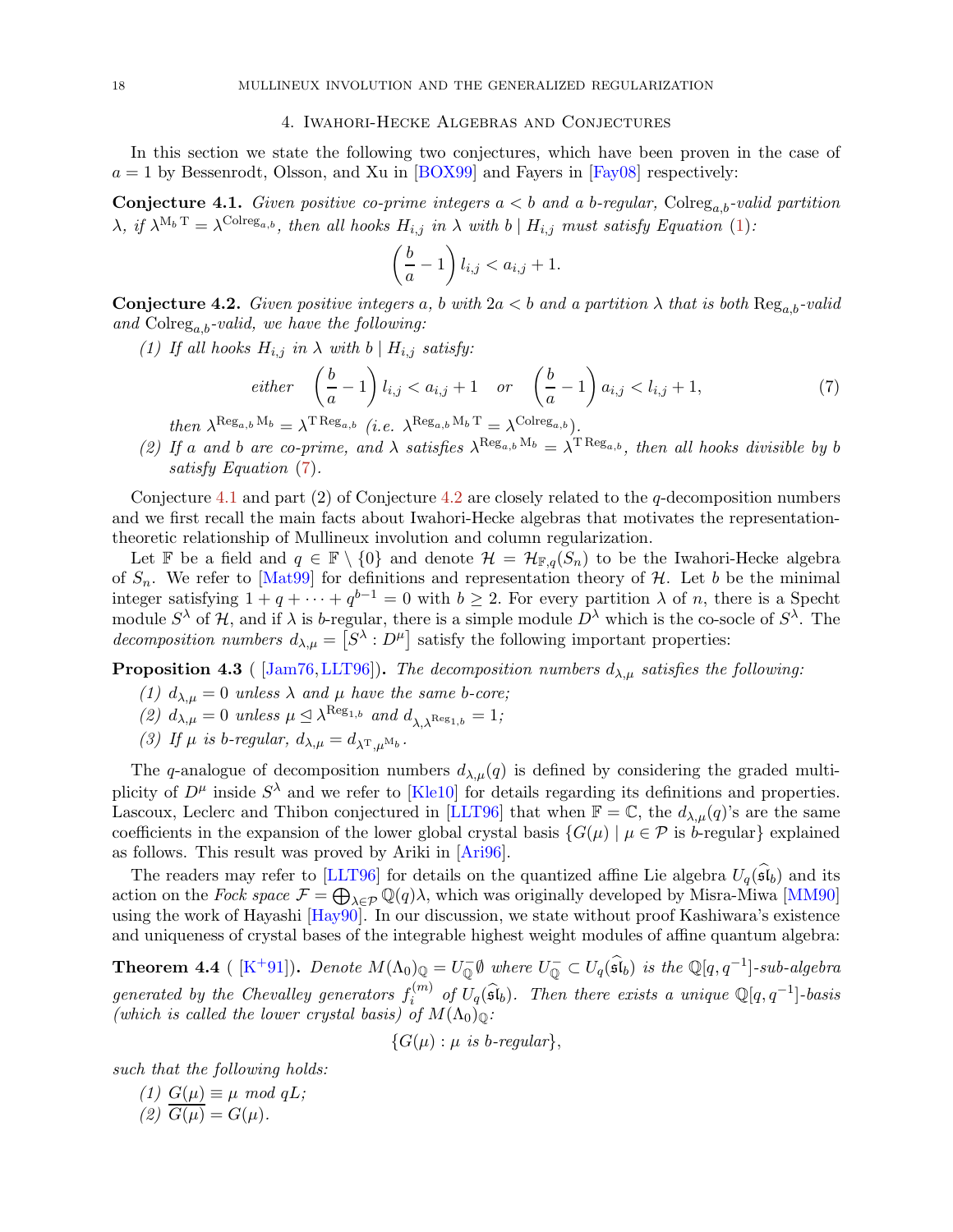## 4. Iwahori-Hecke Algebras and Conjectures

In this section we state the following two conjectures, which have been proven in the case of $a = 1$ by Bessenrodt, Olsson, and Xu in [BOX99] and Fayers in [Fay08] respectively:

**Conjecture 4.1.** *Given positive co-prime integers $a < b$ and a $b$-regular, $\mathrm{Colreg}_{a,b}$-valid partition $\lambda$, if $\lambda^{\mathrm{M}_b\,\mathrm{T}} = \lambda^{\mathrm{Colreg}_{a,b}}$, then all hooks $H_{i,j}$ in $\lambda$ with $b \mid H_{i,j}$ must satisfy Equation (1):*

$$\left(\frac{b}{a} - 1\right) l_{i,j} < a_{i,j} + 1.$$

**Conjecture 4.2.** *Given positive integers $a$, $b$ with $2a < b$ and a partition $\lambda$ that is both $\mathrm{Reg}_{a,b}$-valid and $\mathrm{Colreg}_{a,b}$-valid, we have the following:*

*(1) If all hooks $H_{i,j}$ in $\lambda$ with $b \mid H_{i,j}$ satisfy:*

$$\text{either} \quad \left(\frac{b}{a} - 1\right) l_{i,j} < a_{i,j} + 1 \quad \text{or} \quad \left(\frac{b}{a} - 1\right) a_{i,j} < l_{i,j} + 1, \tag{7}$$

*then $\lambda^{\mathrm{Reg}_{a,b}\,\mathrm{M}_b} = \lambda^{\mathrm{T}\,\mathrm{Reg}_{a,b}}$ (i.e. $\lambda^{\mathrm{Reg}_{a,b}\,\mathrm{M}_b\,\mathrm{T}} = \lambda^{\mathrm{Colreg}_{a,b}}$).*

*(2) If $a$ and $b$ are co-prime, and $\lambda$ satisfies $\lambda^{\mathrm{Reg}_{a,b}\,\mathrm{M}_b} = \lambda^{\mathrm{T}\,\mathrm{Reg}_{a,b}}$, then all hooks divisible by $b$ satisfy Equation (7).*

Conjecture 4.1 and part (2) of Conjecture 4.2 are closely related to the $q$-decomposition numbers and we first recall the main facts about Iwahori-Hecke algebras that motivates the representation-theoretic relationship of Mullineux involution and column regularization.

Let $\mathbb{F}$ be a field and $q \in \mathbb{F} \setminus \{0\}$ and denote $\mathcal{H} = \mathcal{H}_{\mathbb{F},q}(S_n)$ to be the Iwahori-Hecke algebra of $S_n$. We refer to [Mat99] for definitions and representation theory of $\mathcal{H}$. Let $b$ be the minimal integer satisfying $1 + q + \cdots + q^{b-1} = 0$ with $b \geq 2$. For every partition $\lambda$ of $n$, there is a Specht module $S^\lambda$ of $\mathcal{H}$, and if $\lambda$ is $b$-regular, there is a simple module $D^\lambda$ which is the co-socle of $S^\lambda$. The *decomposition numbers* $d_{\lambda,\mu} = \left[S^\lambda : D^\mu\right]$ satisfy the following important properties:

**Proposition 4.3** ( [Jam76, LLT96])**.** *The decomposition numbers $d_{\lambda,\mu}$ satisfies the following:*

*(1) $d_{\lambda,\mu} = 0$ unless $\lambda$ and $\mu$ have the same $b$-core;*

*(2) $d_{\lambda,\mu} = 0$ unless $\mu \trianglelefteq \lambda^{\mathrm{Reg}_{1,b}}$ and $d_{\lambda,\lambda^{\mathrm{Reg}_{1,b}}} = 1$;*

*(3) If $\mu$ is $b$-regular, $d_{\lambda,\mu} = d_{\lambda^{\mathrm{T}},\mu^{\mathrm{M}_b}}$.*

The $q$-analogue of decomposition numbers $d_{\lambda,\mu}(q)$ is defined by considering the graded multiplicity of $D^\mu$ inside $S^\lambda$ and we refer to [Kle10] for details regarding its definitions and properties. Lascoux, Leclerc and Thibon conjectured in [LLT96] that when $\mathbb{F} = \mathbb{C}$, the $d_{\lambda,\mu}(q)$'s are the same coefficients in the expansion of the lower global crystal basis $\{G(\mu) \mid \mu \in \mathcal{P}$ is $b$-regular$\}$ explained as follows. This result was proved by Ariki in [Ari96].

The readers may refer to [LLT96] for details on the quantized affine Lie algebra $U_q(\widehat{\mathfrak{sl}}_b)$ and its action on the *Fock space* $\mathcal{F} = \bigoplus_{\lambda \in \mathcal{P}} \mathbb{Q}(q)\lambda$, which was originally developed by Misra-Miwa [MM90] using the work of Hayashi [Hay90]. In our discussion, we state without proof Kashiwara's existence and uniqueness of crystal bases of the integrable highest weight modules of affine quantum algebra:

**Theorem 4.4** ( [K$^+$91])**.** *Denote $M(\Lambda_0)_{\mathbb{Q}} = U^-_{\mathbb{Q}}\emptyset$ where $U^-_{\mathbb{Q}} \subset U_q(\widehat{\mathfrak{sl}}_b)$ is the $\mathbb{Q}[q, q^{-1}]$-sub-algebra generated by the Chevalley generators $f_i^{(m)}$ of $U_q(\widehat{\mathfrak{sl}}_b)$. Then there exists a unique $\mathbb{Q}[q, q^{-1}]$-basis (which is called the lower crystal basis) of $M(\Lambda_0)_{\mathbb{Q}}$:*

$$\{G(\mu) : \mu \text{ is } b\text{-regular}\},$$

*such that the following holds:*

*(1) $G(\mu) \equiv \mu$ mod $qL$;*

*(2) $\overline{G(\mu)} = G(\mu)$.*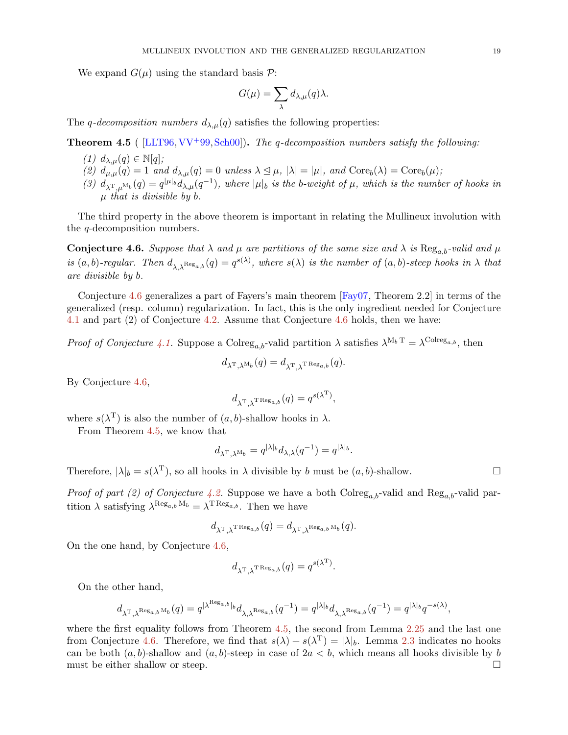We expand $G(\mu)$ using the standard basis $\mathcal{P}$:

$$G(\mu) = \sum_{\lambda} d_{\lambda,\mu}(q)\lambda.$$

The *q-decomposition numbers* $d_{\lambda,\mu}(q)$ satisfies the following properties:

**Theorem 4.5** ( [LLT96, VV+99, Sch00]). *The q-decomposition numbers satisfy the following:*

*(1) $d_{\lambda,\mu}(q) \in \mathbb{N}[q]$;*
*(2) $d_{\mu,\mu}(q) = 1$ and $d_{\lambda,\mu}(q) = 0$ unless $\lambda \trianglelefteq \mu$, $|\lambda| = |\mu|$, and $\mathrm{Core}_b(\lambda) = \mathrm{Core}_b(\mu)$;*
*(3) $d_{\lambda^{\mathrm{T}},\mu^{\mathrm{M}_b}}(q) = q^{|\mu|_b} d_{\lambda,\mu}(q^{-1})$, where $|\mu|_b$ is the b-weight of $\mu$, which is the number of hooks in $\mu$ that is divisible by b.*

The third property in the above theorem is important in relating the Mullineux involution with the $q$-decomposition numbers.

**Conjecture 4.6.** *Suppose that $\lambda$ and $\mu$ are partitions of the same size and $\lambda$ is $\mathrm{Reg}_{a,b}$-valid and $\mu$ is $(a,b)$-regular. Then $d_{\lambda,\lambda^{\mathrm{Reg}_{a,b}}}(q) = q^{s(\lambda)}$, where $s(\lambda)$ is the number of $(a,b)$-steep hooks in $\lambda$ that are divisible by b.*

Conjecture 4.6 generalizes a part of Fayers's main theorem [Fay07, Theorem 2.2] in terms of the generalized (resp. column) regularization. In fact, this is the only ingredient needed for Conjecture 4.1 and part (2) of Conjecture 4.2. Assume that Conjecture 4.6 holds, then we have:

*Proof of Conjecture 4.1.* Suppose a $\mathrm{Colreg}_{a,b}$-valid partition $\lambda$ satisfies $\lambda^{\mathrm{M}_b\,\mathrm{T}} = \lambda^{\mathrm{Colreg}_{a,b}}$, then

$$d_{\lambda^{\mathrm{T}},\lambda^{\mathrm{M}_b}}(q) = d_{\lambda^{\mathrm{T}},\lambda^{\mathrm{T}\,\mathrm{Reg}_{a,b}}}(q).$$

By Conjecture 4.6,

$$d_{\lambda^{\mathrm{T}},\lambda^{\mathrm{T}\,\mathrm{Reg}_{a,b}}}(q) = q^{s(\lambda^{\mathrm{T}})},$$

where $s(\lambda^{\mathrm{T}})$ is also the number of $(a,b)$-shallow hooks in $\lambda$.

From Theorem 4.5, we know that

$$d_{\lambda^{\mathrm{T}},\lambda^{\mathrm{M}_b}} = q^{|\lambda|_b} d_{\lambda,\lambda}(q^{-1}) = q^{|\lambda|_b}.$$

Therefore, $|\lambda|_b = s(\lambda^{\mathrm{T}})$, so all hooks in $\lambda$ divisible by $b$ must be $(a,b)$-shallow. $\square$

*Proof of part (2) of Conjecture 4.2.* Suppose we have a both $\mathrm{Colreg}_{a,b}$-valid and $\mathrm{Reg}_{a,b}$-valid partition $\lambda$ satisfying $\lambda^{\mathrm{Reg}_{a,b}\,\mathrm{M}_b} = \lambda^{\mathrm{T}\,\mathrm{Reg}_{a,b}}$. Then we have

$$d_{\lambda^{\mathrm{T}},\lambda^{\mathrm{T}\,\mathrm{Reg}_{a,b}}}(q) = d_{\lambda^{\mathrm{T}},\lambda^{\mathrm{Reg}_{a,b}\,\mathrm{M}_b}}(q).$$

On the one hand, by Conjecture 4.6,

$$d_{\lambda^{\mathrm{T}},\lambda^{\mathrm{T}\,\mathrm{Reg}_{a,b}}}(q) = q^{s(\lambda^{\mathrm{T}})}.$$

On the other hand,

$$d_{\lambda^{\mathrm{T}},\lambda^{\mathrm{Reg}_{a,b}\,\mathrm{M}_b}}(q) = q^{|\lambda^{\mathrm{Reg}_{a,b}}|_b} d_{\lambda,\lambda^{\mathrm{Reg}_{a,b}}}(q^{-1}) = q^{|\lambda|_b} d_{\lambda,\lambda^{\mathrm{Reg}_{a,b}}}(q^{-1}) = q^{|\lambda|_b} q^{-s(\lambda)},$$

where the first equality follows from Theorem 4.5, the second from Lemma 2.25 and the last one from Conjecture 4.6. Therefore, we find that $s(\lambda) + s(\lambda^{\mathrm{T}}) = |\lambda|_b$. Lemma 2.3 indicates no hooks can be both $(a,b)$-shallow and $(a,b)$-steep in case of $2a < b$, which means all hooks divisible by $b$ must be either shallow or steep. $\square$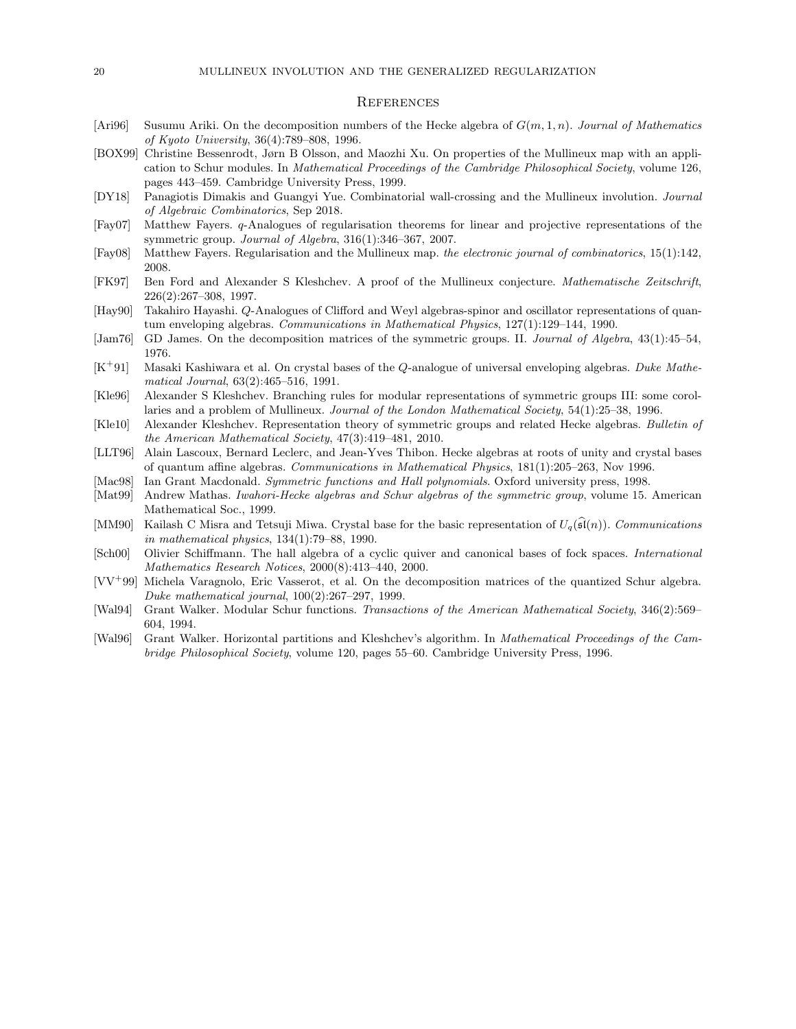## References

[Ari96] Susumu Ariki. On the decomposition numbers of the Hecke algebra of $G(m, 1, n)$. *Journal of Mathematics of Kyoto University*, 36(4):789–808, 1996.

[BOX99] Christine Bessenrodt, Jørn B Olsson, and Maozhi Xu. On properties of the Mullineux map with an application to Schur modules. In *Mathematical Proceedings of the Cambridge Philosophical Society*, volume 126, pages 443–459. Cambridge University Press, 1999.

[DY18] Panagiotis Dimakis and Guangyi Yue. Combinatorial wall-crossing and the Mullineux involution. *Journal of Algebraic Combinatorics*, Sep 2018.

[Fay07] Matthew Fayers. $q$-Analogues of regularisation theorems for linear and projective representations of the symmetric group. *Journal of Algebra*, 316(1):346–367, 2007.

[Fay08] Matthew Fayers. Regularisation and the Mullineux map. *the electronic journal of combinatorics*, 15(1):142, 2008.

[FK97] Ben Ford and Alexander S Kleshchev. A proof of the Mullineux conjecture. *Mathematische Zeitschrift*, 226(2):267–308, 1997.

[Hay90] Takahiro Hayashi. $Q$-Analogues of Clifford and Weyl algebras-spinor and oscillator representations of quantum enveloping algebras. *Communications in Mathematical Physics*, 127(1):129–144, 1990.

[Jam76] GD James. On the decomposition matrices of the symmetric groups. II. *Journal of Algebra*, 43(1):45–54, 1976.

[K+91] Masaki Kashiwara et al. On crystal bases of the $Q$-analogue of universal enveloping algebras. *Duke Mathematical Journal*, 63(2):465–516, 1991.

[Kle96] Alexander S Kleshchev. Branching rules for modular representations of symmetric groups III: some corollaries and a problem of Mullineux. *Journal of the London Mathematical Society*, 54(1):25–38, 1996.

[Kle10] Alexander Kleshchev. Representation theory of symmetric groups and related Hecke algebras. *Bulletin of the American Mathematical Society*, 47(3):419–481, 2010.

[LLT96] Alain Lascoux, Bernard Leclerc, and Jean-Yves Thibon. Hecke algebras at roots of unity and crystal bases of quantum affine algebras. *Communications in Mathematical Physics*, 181(1):205–263, Nov 1996.

[Mac98] Ian Grant Macdonald. *Symmetric functions and Hall polynomials*. Oxford university press, 1998.

[Mat99] Andrew Mathas. *Iwahori-Hecke algebras and Schur algebras of the symmetric group*, volume 15. American Mathematical Soc., 1999.

[MM90] Kailash C Misra and Tetsuji Miwa. Crystal base for the basic representation of $U_q(\widehat{\mathfrak{sl}}(n))$. *Communications in mathematical physics*, 134(1):79–88, 1990.

[Sch00] Olivier Schiffmann. The hall algebra of a cyclic quiver and canonical bases of fock spaces. *International Mathematics Research Notices*, 2000(8):413–440, 2000.

[VV+99] Michela Varagnolo, Eric Vasserot, et al. On the decomposition matrices of the quantized Schur algebra. *Duke mathematical journal*, 100(2):267–297, 1999.

[Wal94] Grant Walker. Modular Schur functions. *Transactions of the American Mathematical Society*, 346(2):569–604, 1994.

[Wal96] Grant Walker. Horizontal partitions and Kleshchev's algorithm. In *Mathematical Proceedings of the Cambridge Philosophical Society*, volume 120, pages 55–60. Cambridge University Press, 1996.